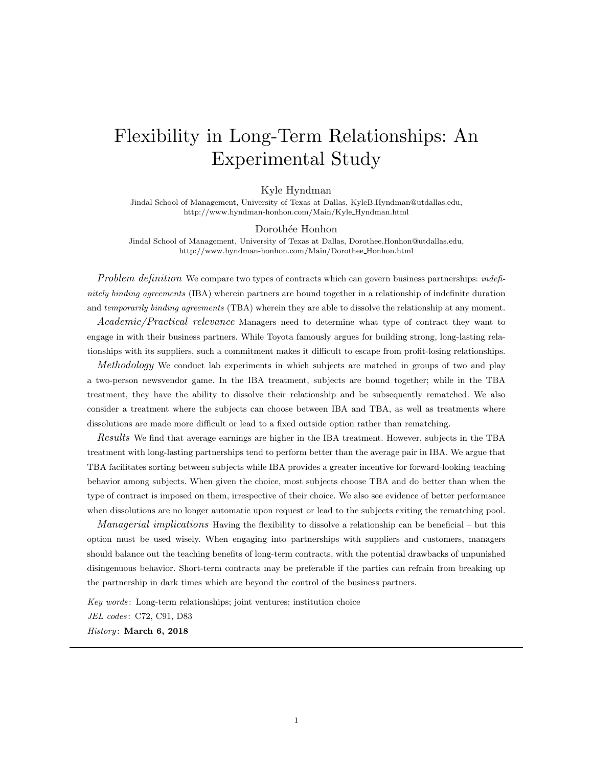# Flexibility in Long-Term Relationships: An Experimental Study

Kyle Hyndman

Jindal School of Management, University of Texas at Dallas, KyleB.Hyndman@utdallas.edu, http://www.hyndman-honhon.com/Main/Kyle_Hyndman.html

Dorothée Honhon

Jindal School of Management, University of Texas at Dallas, Dorothee.Honhon@utdallas.edu, http://www.hyndman-honhon.com/Main/Dorothee_Honhon.html

*Problem definition* We compare two types of contracts which can govern business partnerships: *indefinitely binding agreements* (IBA) wherein partners are bound together in a relationship of indefinite duration and *temporarily binding agreements* (TBA) wherein they are able to dissolve the relationship at any moment.

*Academic/Practical relevance* Managers need to determine what type of contract they want to engage in with their business partners. While Toyota famously argues for building strong, long-lasting relationships with its suppliers, such a commitment makes it difficult to escape from profit-losing relationships.

*Methodology* We conduct lab experiments in which subjects are matched in groups of two and play a two-person newsvendor game. In the IBA treatment, subjects are bound together; while in the TBA treatment, they have the ability to dissolve their relationship and be subsequently rematched. We also consider a treatment where the subjects can choose between IBA and TBA, as well as treatments where dissolutions are made more difficult or lead to a fixed outside option rather than rematching.

*Results* We find that average earnings are higher in the IBA treatment. However, subjects in the TBA treatment with long-lasting partnerships tend to perform better than the average pair in IBA. We argue that TBA facilitates sorting between subjects while IBA provides a greater incentive for forward-looking teaching behavior among subjects. When given the choice, most subjects choose TBA and do better than when the type of contract is imposed on them, irrespective of their choice. We also see evidence of better performance when dissolutions are no longer automatic upon request or lead to the subjects exiting the rematching pool.

*Managerial implications* Having the flexibility to dissolve a relationship can be beneficial – but this option must be used wisely. When engaging into partnerships with suppliers and customers, managers should balance out the teaching benefits of long-term contracts, with the potential drawbacks of unpunished disingenuous behavior. Short-term contracts may be preferable if the parties can refrain from breaking up the partnership in dark times which are beyond the control of the business partners.

*Key words*: Long-term relationships; joint ventures; institution choice

*JEL codes*: C72, C91, D83

*History*: **March 6, 2018**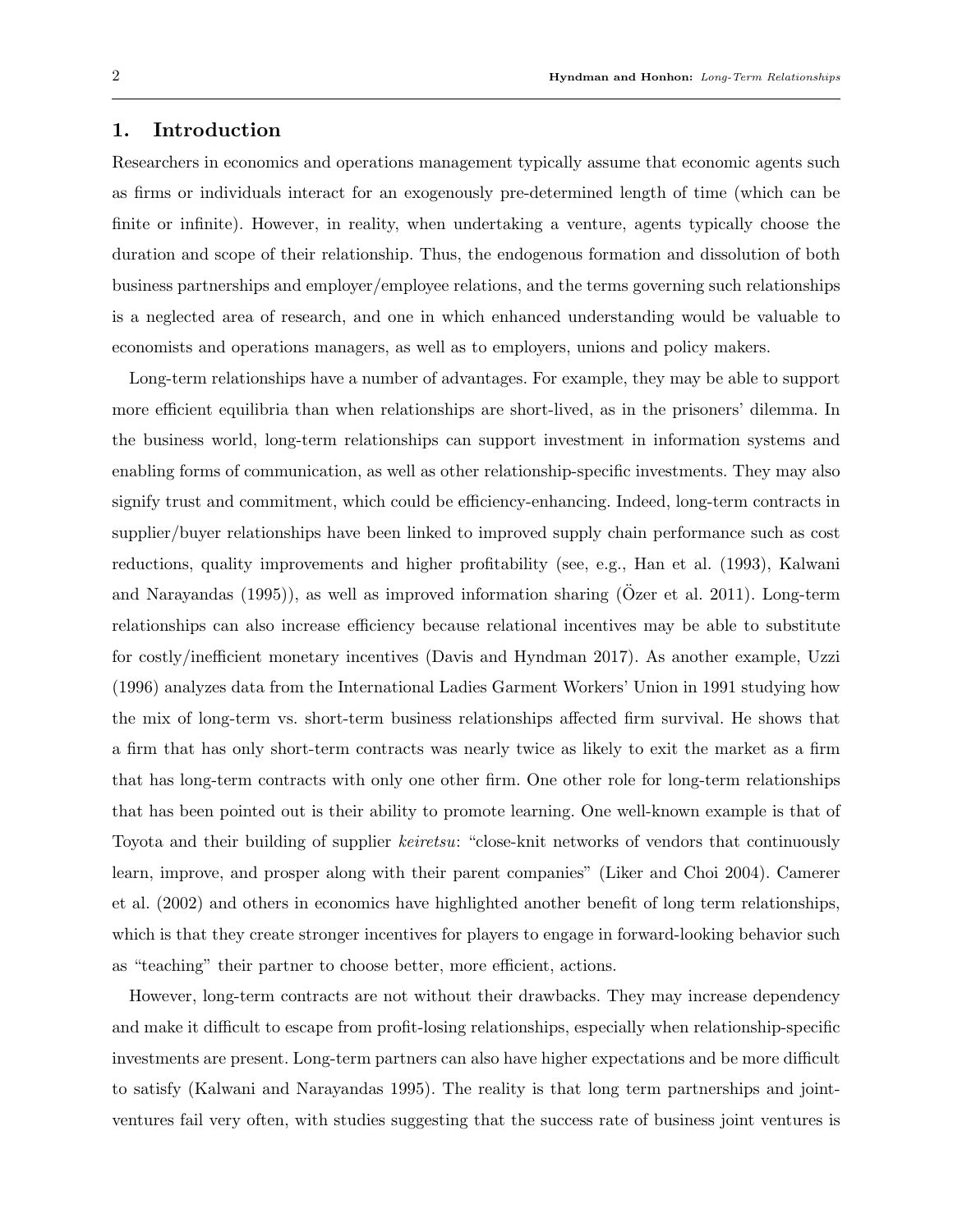## 1. Introduction

Researchers in economics and operations management typically assume that economic agents such as firms or individuals interact for an exogenously pre-determined length of time (which can be finite or infinite). However, in reality, when undertaking a venture, agents typically choose the duration and scope of their relationship. Thus, the endogenous formation and dissolution of both business partnerships and employer/employee relations, and the terms governing such relationships is a neglected area of research, and one in which enhanced understanding would be valuable to economists and operations managers, as well as to employers, unions and policy makers.

Long-term relationships have a number of advantages. For example, they may be able to support more efficient equilibria than when relationships are short-lived, as in the prisoners' dilemma. In the business world, long-term relationships can support investment in information systems and enabling forms of communication, as well as other relationship-specific investments. They may also signify trust and commitment, which could be efficiency-enhancing. Indeed, long-term contracts in supplier/buyer relationships have been linked to improved supply chain performance such as cost reductions, quality improvements and higher profitability (see, e.g., Han et al. (1993), Kalwani and Narayandas (1995)), as well as improved information sharing (Özer et al. 2011). Long-term relationships can also increase efficiency because relational incentives may be able to substitute for costly/inefficient monetary incentives (Davis and Hyndman 2017). As another example, Uzzi (1996) analyzes data from the International Ladies Garment Workers' Union in 1991 studying how the mix of long-term vs. short-term business relationships affected firm survival. He shows that a firm that has only short-term contracts was nearly twice as likely to exit the market as a firm that has long-term contracts with only one other firm. One other role for long-term relationships that has been pointed out is their ability to promote learning. One well-known example is that of Toyota and their building of supplier *keiretsu*: "close-knit networks of vendors that continuously learn, improve, and prosper along with their parent companies" (Liker and Choi 2004). Camerer et al. (2002) and others in economics have highlighted another benefit of long term relationships, which is that they create stronger incentives for players to engage in forward-looking behavior such as "teaching" their partner to choose better, more efficient, actions.

However, long-term contracts are not without their drawbacks. They may increase dependency and make it difficult to escape from profit-losing relationships, especially when relationship-specific investments are present. Long-term partners can also have higher expectations and be more difficult to satisfy (Kalwani and Narayandas 1995). The reality is that long term partnerships and joint-ventures fail very often, with studies suggesting that the success rate of business joint ventures is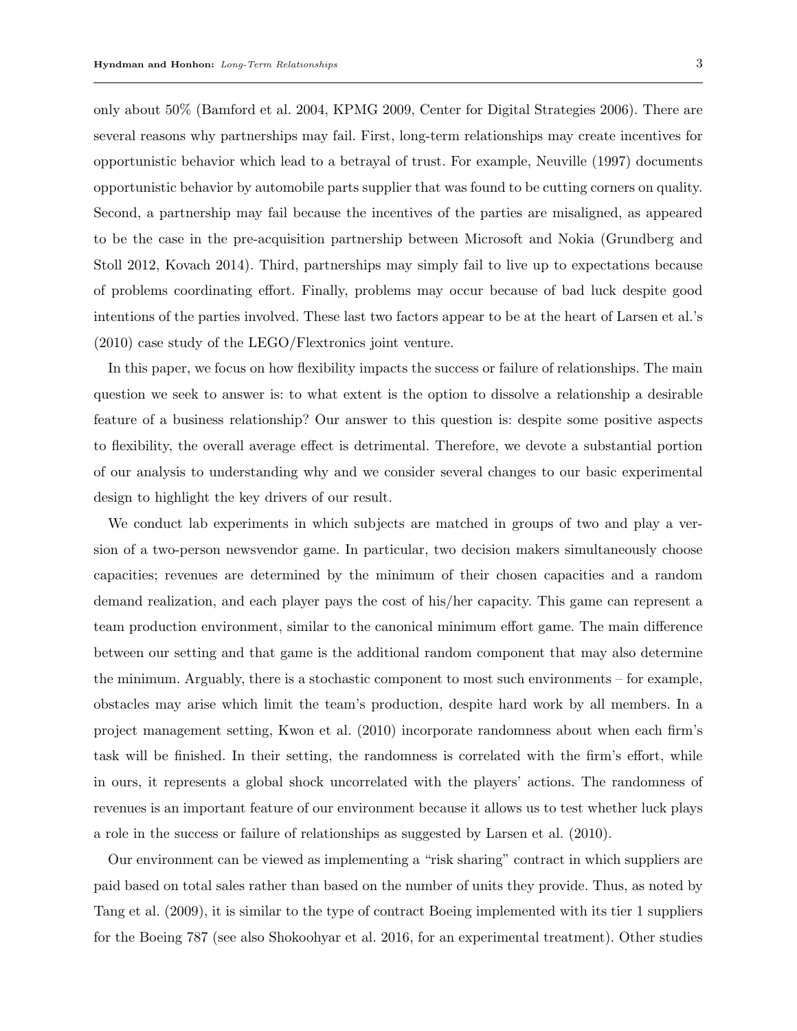only about 50% (Bamford et al. 2004, KPMG 2009, Center for Digital Strategies 2006). There are several reasons why partnerships may fail. First, long-term relationships may create incentives for opportunistic behavior which lead to a betrayal of trust. For example, Neuville (1997) documents opportunistic behavior by automobile parts supplier that was found to be cutting corners on quality. Second, a partnership may fail because the incentives of the parties are misaligned, as appeared to be the case in the pre-acquisition partnership between Microsoft and Nokia (Grundberg and Stoll 2012, Kovach 2014). Third, partnerships may simply fail to live up to expectations because of problems coordinating effort. Finally, problems may occur because of bad luck despite good intentions of the parties involved. These last two factors appear to be at the heart of Larsen et al.'s (2010) case study of the LEGO/Flextronics joint venture.

In this paper, we focus on how flexibility impacts the success or failure of relationships. The main question we seek to answer is: to what extent is the option to dissolve a relationship a desirable feature of a business relationship? Our answer to this question is: despite some positive aspects to flexibility, the overall average effect is detrimental. Therefore, we devote a substantial portion of our analysis to understanding why and we consider several changes to our basic experimental design to highlight the key drivers of our result.

We conduct lab experiments in which subjects are matched in groups of two and play a version of a two-person newsvendor game. In particular, two decision makers simultaneously choose capacities; revenues are determined by the minimum of their chosen capacities and a random demand realization, and each player pays the cost of his/her capacity. This game can represent a team production environment, similar to the canonical minimum effort game. The main difference between our setting and that game is the additional random component that may also determine the minimum. Arguably, there is a stochastic component to most such environments – for example, obstacles may arise which limit the team's production, despite hard work by all members. In a project management setting, Kwon et al. (2010) incorporate randomness about when each firm's task will be finished. In their setting, the randomness is correlated with the firm's effort, while in ours, it represents a global shock uncorrelated with the players' actions. The randomness of revenues is an important feature of our environment because it allows us to test whether luck plays a role in the success or failure of relationships as suggested by Larsen et al. (2010).

Our environment can be viewed as implementing a "risk sharing" contract in which suppliers are paid based on total sales rather than based on the number of units they provide. Thus, as noted by Tang et al. (2009), it is similar to the type of contract Boeing implemented with its tier 1 suppliers for the Boeing 787 (see also Shokoohyar et al. 2016, for an experimental treatment). Other studies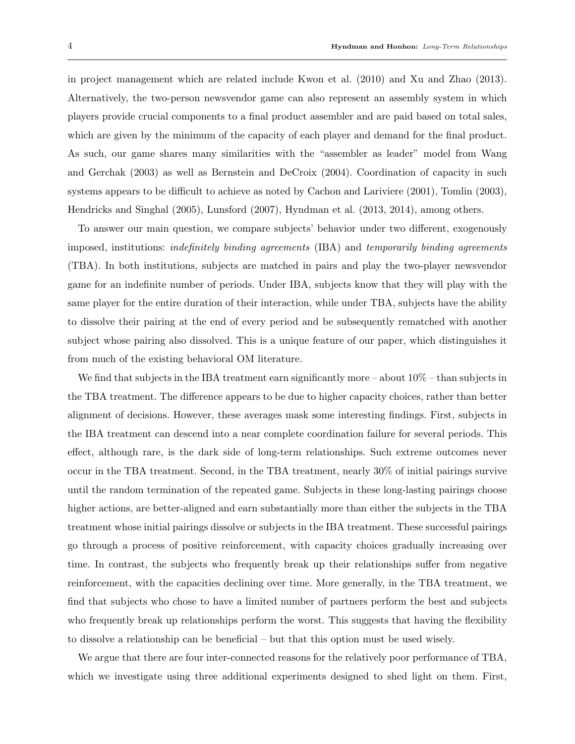in project management which are related include Kwon et al. (2010) and Xu and Zhao (2013). Alternatively, the two-person newsvendor game can also represent an assembly system in which players provide crucial components to a final product assembler and are paid based on total sales, which are given by the minimum of the capacity of each player and demand for the final product. As such, our game shares many similarities with the "assembler as leader" model from Wang and Gerchak (2003) as well as Bernstein and DeCroix (2004). Coordination of capacity in such systems appears to be difficult to achieve as noted by Cachon and Lariviere (2001), Tomlin (2003), Hendricks and Singhal (2005), Lunsford (2007), Hyndman et al. (2013, 2014), among others.

To answer our main question, we compare subjects' behavior under two different, exogenously imposed, institutions: *indefinitely binding agreements* (IBA) and *temporarily binding agreements* (TBA). In both institutions, subjects are matched in pairs and play the two-player newsvendor game for an indefinite number of periods. Under IBA, subjects know that they will play with the same player for the entire duration of their interaction, while under TBA, subjects have the ability to dissolve their pairing at the end of every period and be subsequently rematched with another subject whose pairing also dissolved. This is a unique feature of our paper, which distinguishes it from much of the existing behavioral OM literature.

We find that subjects in the IBA treatment earn significantly more – about 10% – than subjects in the TBA treatment. The difference appears to be due to higher capacity choices, rather than better alignment of decisions. However, these averages mask some interesting findings. First, subjects in the IBA treatment can descend into a near complete coordination failure for several periods. This effect, although rare, is the dark side of long-term relationships. Such extreme outcomes never occur in the TBA treatment. Second, in the TBA treatment, nearly 30% of initial pairings survive until the random termination of the repeated game. Subjects in these long-lasting pairings choose higher actions, are better-aligned and earn substantially more than either the subjects in the TBA treatment whose initial pairings dissolve or subjects in the IBA treatment. These successful pairings go through a process of positive reinforcement, with capacity choices gradually increasing over time. In contrast, the subjects who frequently break up their relationships suffer from negative reinforcement, with the capacities declining over time. More generally, in the TBA treatment, we find that subjects who chose to have a limited number of partners perform the best and subjects who frequently break up relationships perform the worst. This suggests that having the flexibility to dissolve a relationship can be beneficial – but that this option must be used wisely.

We argue that there are four inter-connected reasons for the relatively poor performance of TBA, which we investigate using three additional experiments designed to shed light on them. First,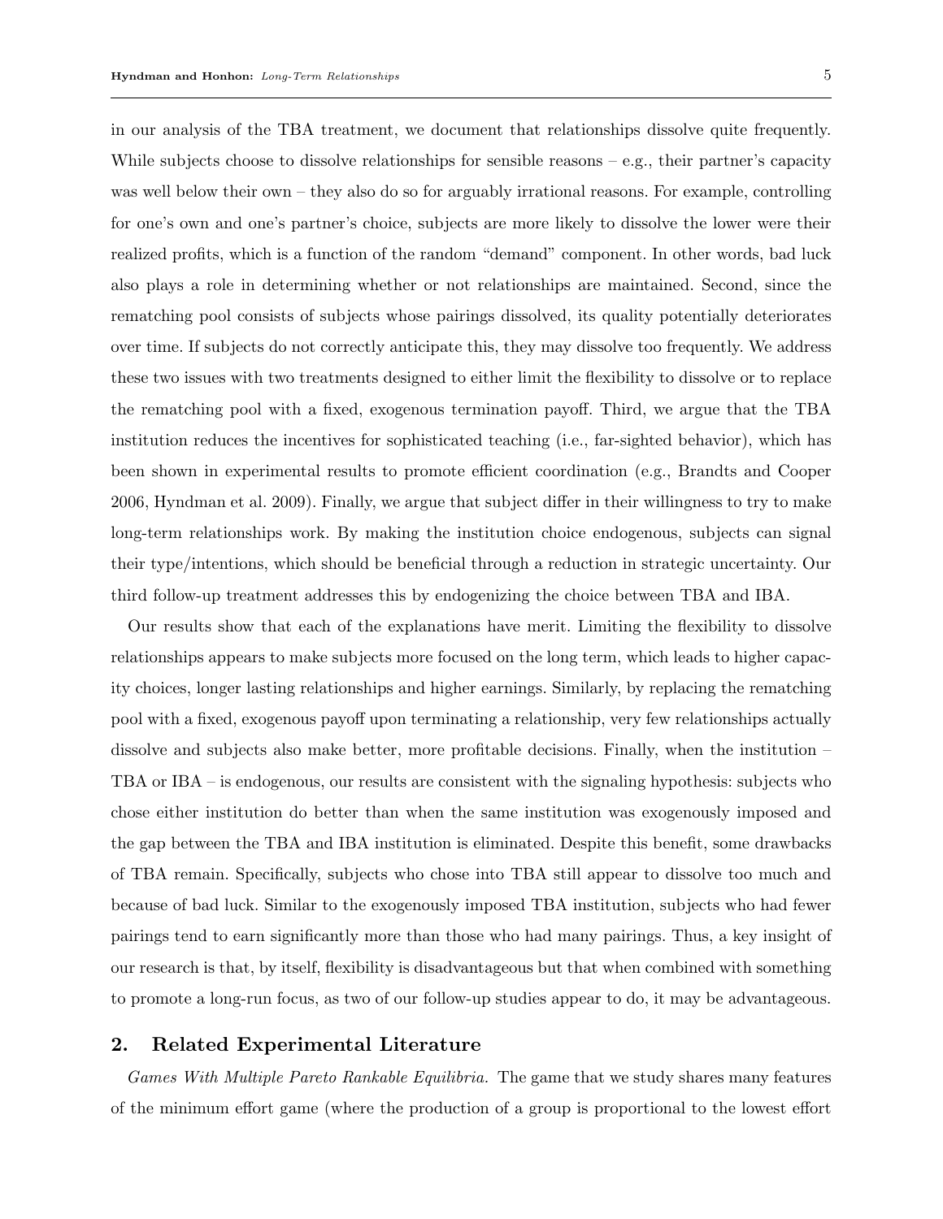in our analysis of the TBA treatment, we document that relationships dissolve quite frequently. While subjects choose to dissolve relationships for sensible reasons – e.g., their partner's capacity was well below their own – they also do so for arguably irrational reasons. For example, controlling for one's own and one's partner's choice, subjects are more likely to dissolve the lower were their realized profits, which is a function of the random "demand" component. In other words, bad luck also plays a role in determining whether or not relationships are maintained. Second, since the rematching pool consists of subjects whose pairings dissolved, its quality potentially deteriorates over time. If subjects do not correctly anticipate this, they may dissolve too frequently. We address these two issues with two treatments designed to either limit the flexibility to dissolve or to replace the rematching pool with a fixed, exogenous termination payoff. Third, we argue that the TBA institution reduces the incentives for sophisticated teaching (i.e., far-sighted behavior), which has been shown in experimental results to promote efficient coordination (e.g., Brandts and Cooper 2006, Hyndman et al. 2009). Finally, we argue that subject differ in their willingness to try to make long-term relationships work. By making the institution choice endogenous, subjects can signal their type/intentions, which should be beneficial through a reduction in strategic uncertainty. Our third follow-up treatment addresses this by endogenizing the choice between TBA and IBA.

Our results show that each of the explanations have merit. Limiting the flexibility to dissolve relationships appears to make subjects more focused on the long term, which leads to higher capacity choices, longer lasting relationships and higher earnings. Similarly, by replacing the rematching pool with a fixed, exogenous payoff upon terminating a relationship, very few relationships actually dissolve and subjects also make better, more profitable decisions. Finally, when the institution – TBA or IBA – is endogenous, our results are consistent with the signaling hypothesis: subjects who chose either institution do better than when the same institution was exogenously imposed and the gap between the TBA and IBA institution is eliminated. Despite this benefit, some drawbacks of TBA remain. Specifically, subjects who chose into TBA still appear to dissolve too much and because of bad luck. Similar to the exogenously imposed TBA institution, subjects who had fewer pairings tend to earn significantly more than those who had many pairings. Thus, a key insight of our research is that, by itself, flexibility is disadvantageous but that when combined with something to promote a long-run focus, as two of our follow-up studies appear to do, it may be advantageous.

## 2. Related Experimental Literature

*Games With Multiple Pareto Rankable Equilibria.* The game that we study shares many features of the minimum effort game (where the production of a group is proportional to the lowest effort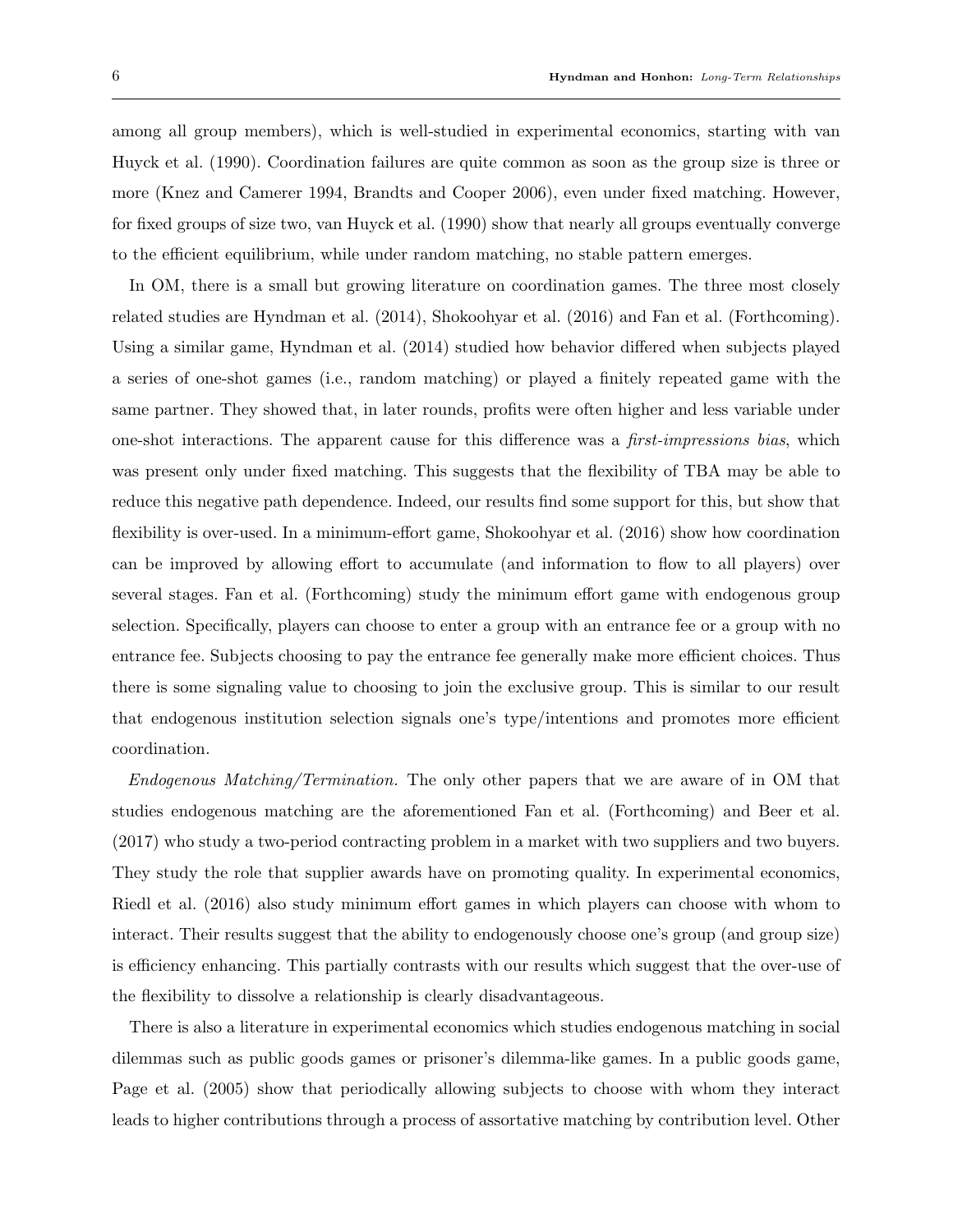among all group members), which is well-studied in experimental economics, starting with van Huyck et al. (1990). Coordination failures are quite common as soon as the group size is three or more (Knez and Camerer 1994, Brandts and Cooper 2006), even under fixed matching. However, for fixed groups of size two, van Huyck et al. (1990) show that nearly all groups eventually converge to the efficient equilibrium, while under random matching, no stable pattern emerges.

In OM, there is a small but growing literature on coordination games. The three most closely related studies are Hyndman et al. (2014), Shokoohyar et al. (2016) and Fan et al. (Forthcoming). Using a similar game, Hyndman et al. (2014) studied how behavior differed when subjects played a series of one-shot games (i.e., random matching) or played a finitely repeated game with the same partner. They showed that, in later rounds, profits were often higher and less variable under one-shot interactions. The apparent cause for this difference was a *first-impressions bias*, which was present only under fixed matching. This suggests that the flexibility of TBA may be able to reduce this negative path dependence. Indeed, our results find some support for this, but show that flexibility is over-used. In a minimum-effort game, Shokoohyar et al. (2016) show how coordination can be improved by allowing effort to accumulate (and information to flow to all players) over several stages. Fan et al. (Forthcoming) study the minimum effort game with endogenous group selection. Specifically, players can choose to enter a group with an entrance fee or a group with no entrance fee. Subjects choosing to pay the entrance fee generally make more efficient choices. Thus there is some signaling value to choosing to join the exclusive group. This is similar to our result that endogenous institution selection signals one's type/intentions and promotes more efficient coordination.

*Endogenous Matching/Termination.* The only other papers that we are aware of in OM that studies endogenous matching are the aforementioned Fan et al. (Forthcoming) and Beer et al. (2017) who study a two-period contracting problem in a market with two suppliers and two buyers. They study the role that supplier awards have on promoting quality. In experimental economics, Riedl et al. (2016) also study minimum effort games in which players can choose with whom to interact. Their results suggest that the ability to endogenously choose one's group (and group size) is efficiency enhancing. This partially contrasts with our results which suggest that the over-use of the flexibility to dissolve a relationship is clearly disadvantageous.

There is also a literature in experimental economics which studies endogenous matching in social dilemmas such as public goods games or prisoner's dilemma-like games. In a public goods game, Page et al. (2005) show that periodically allowing subjects to choose with whom they interact leads to higher contributions through a process of assortative matching by contribution level. Other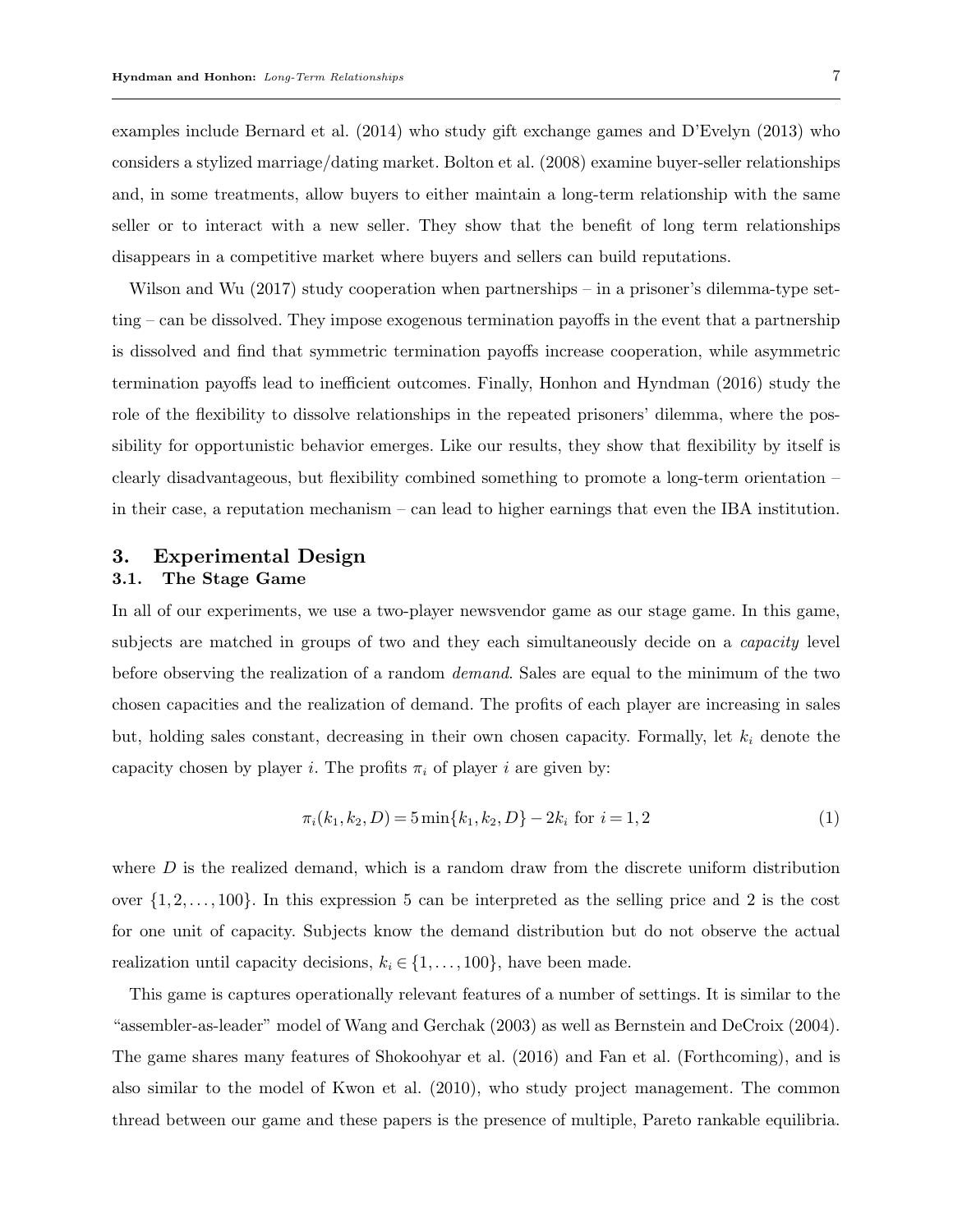examples include Bernard et al. (2014) who study gift exchange games and D'Evelyn (2013) who considers a stylized marriage/dating market. Bolton et al. (2008) examine buyer-seller relationships and, in some treatments, allow buyers to either maintain a long-term relationship with the same seller or to interact with a new seller. They show that the benefit of long term relationships disappears in a competitive market where buyers and sellers can build reputations.

Wilson and Wu (2017) study cooperation when partnerships – in a prisoner's dilemma-type setting – can be dissolved. They impose exogenous termination payoffs in the event that a partnership is dissolved and find that symmetric termination payoffs increase cooperation, while asymmetric termination payoffs lead to inefficient outcomes. Finally, Honhon and Hyndman (2016) study the role of the flexibility to dissolve relationships in the repeated prisoners' dilemma, where the possibility for opportunistic behavior emerges. Like our results, they show that flexibility by itself is clearly disadvantageous, but flexibility combined something to promote a long-term orientation – in their case, a reputation mechanism – can lead to higher earnings that even the IBA institution.

## 3. Experimental Design

### 3.1. The Stage Game

In all of our experiments, we use a two-player newsvendor game as our stage game. In this game, subjects are matched in groups of two and they each simultaneously decide on a *capacity* level before observing the realization of a random *demand*. Sales are equal to the minimum of the two chosen capacities and the realization of demand. The profits of each player are increasing in sales but, holding sales constant, decreasing in their own chosen capacity. Formally, let $k_i$ denote the capacity chosen by player $i$. The profits $\pi_i$ of player $i$ are given by:

$$\pi_i(k_1, k_2, D) = 5\min\{k_1, k_2, D\} - 2k_i \text{ for } i = 1, 2 \tag{1}$$

where $D$ is the realized demand, which is a random draw from the discrete uniform distribution over $\{1, 2, \ldots, 100\}$. In this expression 5 can be interpreted as the selling price and 2 is the cost for one unit of capacity. Subjects know the demand distribution but do not observe the actual realization until capacity decisions, $k_i \in \{1, \ldots, 100\}$, have been made.

This game is captures operationally relevant features of a number of settings. It is similar to the "assembler-as-leader" model of Wang and Gerchak (2003) as well as Bernstein and DeCroix (2004). The game shares many features of Shokoohyar et al. (2016) and Fan et al. (Forthcoming), and is also similar to the model of Kwon et al. (2010), who study project management. The common thread between our game and these papers is the presence of multiple, Pareto rankable equilibria.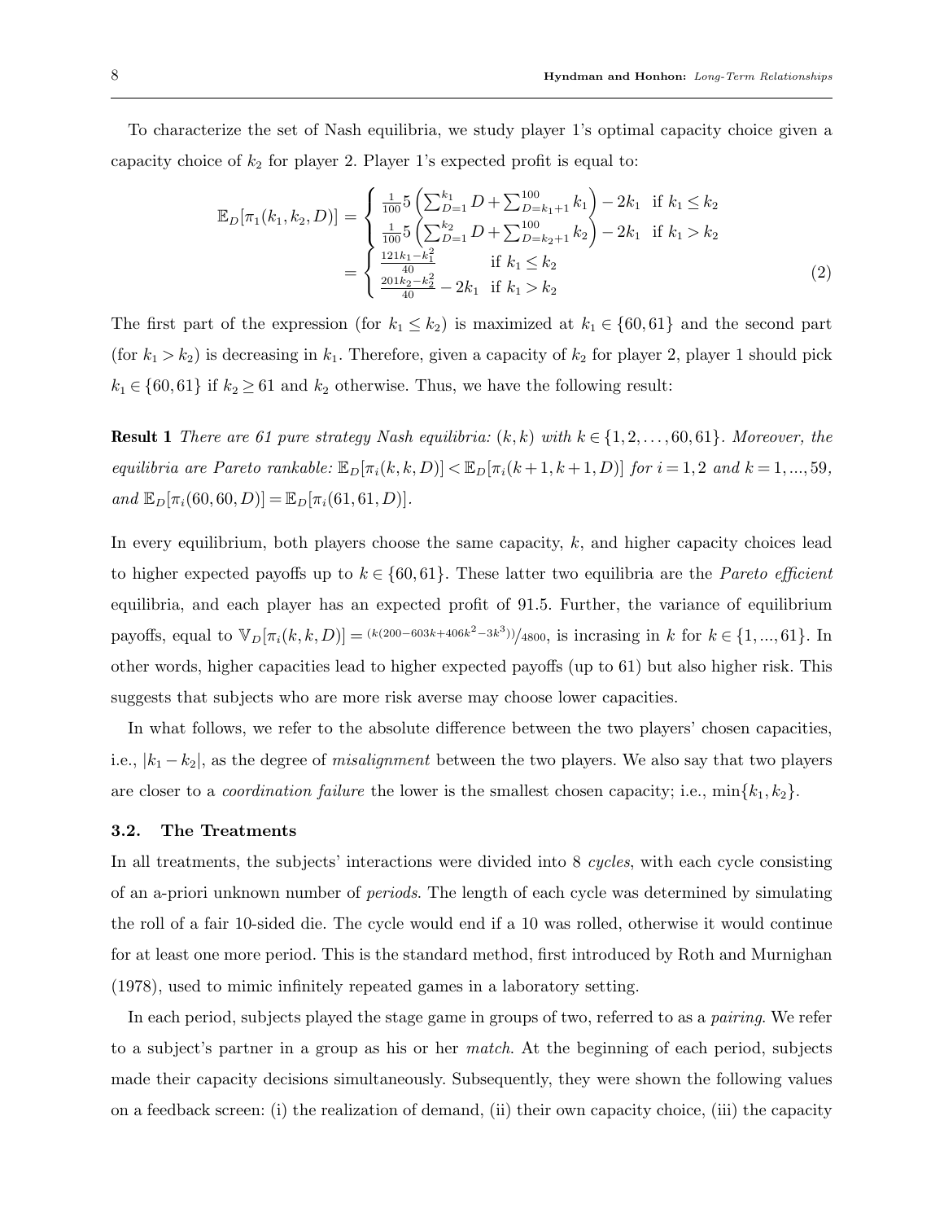To characterize the set of Nash equilibria, we study player 1's optimal capacity choice given a capacity choice of $k_2$ for player 2. Player 1's expected profit is equal to:

$$
\begin{aligned}
\mathbb{E}_D[\pi_1(k_1,k_2,D)] &= \begin{cases} \frac{1}{100}5\left(\sum_{D=1}^{k_1} D + \sum_{D=k_1+1}^{100} k_1\right) - 2k_1 & \text{if } k_1 \leq k_2 \\ \frac{1}{100}5\left(\sum_{D=1}^{k_2} D + \sum_{D=k_2+1}^{100} k_2\right) - 2k_1 & \text{if } k_1 > k_2 \end{cases} \\
&= \begin{cases} \frac{121k_1 - k_1^2}{40} & \text{if } k_1 \leq k_2 \\ \frac{201k_2 - k_2^2}{40} - 2k_1 & \text{if } k_1 > k_2 \end{cases}
\end{aligned} \tag{2}
$$

The first part of the expression (for $k_1 \leq k_2$) is maximized at $k_1 \in \{60, 61\}$ and the second part (for $k_1 > k_2$) is decreasing in $k_1$. Therefore, given a capacity of $k_2$ for player 2, player 1 should pick $k_1 \in \{60, 61\}$ if $k_2 \geq 61$ and $k_2$ otherwise. Thus, we have the following result:

**Result 1** *There are 61 pure strategy Nash equilibria: $(k,k)$ with $k \in \{1, 2, \ldots, 60, 61\}$. Moreover, the equilibria are Pareto rankable: $\mathbb{E}_D[\pi_i(k,k,D)] < \mathbb{E}_D[\pi_i(k+1,k+1,D)]$ for $i = 1,2$ and $k = 1, ..., 59$, and $\mathbb{E}_D[\pi_i(60,60,D)] = \mathbb{E}_D[\pi_i(61,61,D)]$.*

In every equilibrium, both players choose the same capacity, $k$, and higher capacity choices lead to higher expected payoffs up to $k \in \{60, 61\}$. These latter two equilibria are the *Pareto efficient* equilibria, and each player has an expected profit of 91.5. Further, the variance of equilibrium payoffs, equal to $\mathbb{V}_D[\pi_i(k,k,D)] = {}^{(k(200-603k+406k^2-3k^3))}/_{4800}$, is incrasing in $k$ for $k \in \{1, ..., 61\}$. In other words, higher capacities lead to higher expected payoffs (up to 61) but also higher risk. This suggests that subjects who are more risk averse may choose lower capacities.

In what follows, we refer to the absolute difference between the two players' chosen capacities, i.e., $|k_1 - k_2|$, as the degree of *misalignment* between the two players. We also say that two players are closer to a *coordination failure* the lower is the smallest chosen capacity; i.e., $\min\{k_1, k_2\}$.

### 3.2. The Treatments

In all treatments, the subjects' interactions were divided into 8 *cycles*, with each cycle consisting of an a-priori unknown number of *periods*. The length of each cycle was determined by simulating the roll of a fair 10-sided die. The cycle would end if a 10 was rolled, otherwise it would continue for at least one more period. This is the standard method, first introduced by Roth and Murnighan (1978), used to mimic infinitely repeated games in a laboratory setting.

In each period, subjects played the stage game in groups of two, referred to as a *pairing*. We refer to a subject's partner in a group as his or her *match*. At the beginning of each period, subjects made their capacity decisions simultaneously. Subsequently, they were shown the following values on a feedback screen: (i) the realization of demand, (ii) their own capacity choice, (iii) the capacity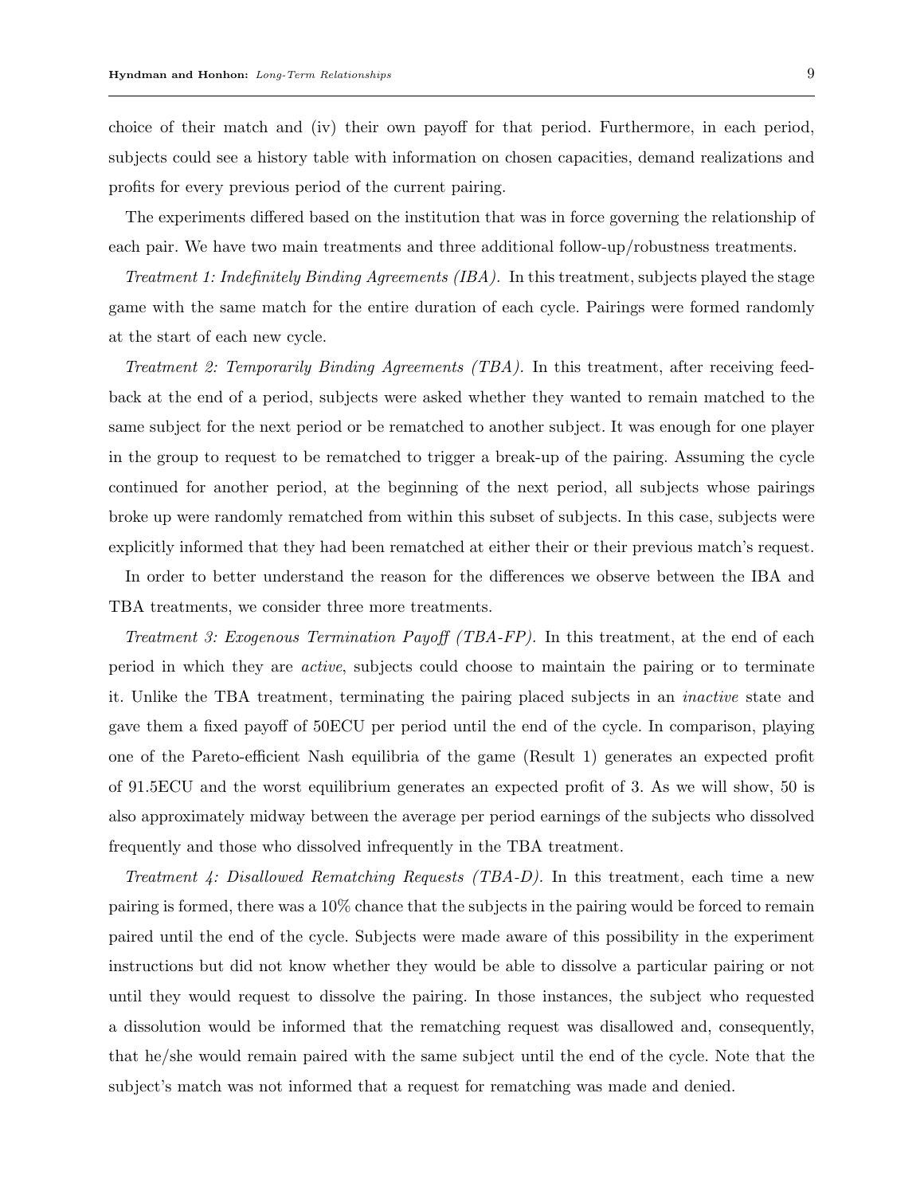choice of their match and (iv) their own payoff for that period. Furthermore, in each period, subjects could see a history table with information on chosen capacities, demand realizations and profits for every previous period of the current pairing.

The experiments differed based on the institution that was in force governing the relationship of each pair. We have two main treatments and three additional follow-up/robustness treatments.

*Treatment 1: Indefinitely Binding Agreements (IBA).* In this treatment, subjects played the stage game with the same match for the entire duration of each cycle. Pairings were formed randomly at the start of each new cycle.

*Treatment 2: Temporarily Binding Agreements (TBA).* In this treatment, after receiving feedback at the end of a period, subjects were asked whether they wanted to remain matched to the same subject for the next period or be rematched to another subject. It was enough for one player in the group to request to be rematched to trigger a break-up of the pairing. Assuming the cycle continued for another period, at the beginning of the next period, all subjects whose pairings broke up were randomly rematched from within this subset of subjects. In this case, subjects were explicitly informed that they had been rematched at either their or their previous match's request.

In order to better understand the reason for the differences we observe between the IBA and TBA treatments, we consider three more treatments.

*Treatment 3: Exogenous Termination Payoff (TBA-FP).* In this treatment, at the end of each period in which they are *active*, subjects could choose to maintain the pairing or to terminate it. Unlike the TBA treatment, terminating the pairing placed subjects in an *inactive* state and gave them a fixed payoff of 50ECU per period until the end of the cycle. In comparison, playing one of the Pareto-efficient Nash equilibria of the game (Result 1) generates an expected profit of 91.5ECU and the worst equilibrium generates an expected profit of 3. As we will show, 50 is also approximately midway between the average per period earnings of the subjects who dissolved frequently and those who dissolved infrequently in the TBA treatment.

*Treatment 4: Disallowed Rematching Requests (TBA-D).* In this treatment, each time a new pairing is formed, there was a 10% chance that the subjects in the pairing would be forced to remain paired until the end of the cycle. Subjects were made aware of this possibility in the experiment instructions but did not know whether they would be able to dissolve a particular pairing or not until they would request to dissolve the pairing. In those instances, the subject who requested a dissolution would be informed that the rematching request was disallowed and, consequently, that he/she would remain paired with the same subject until the end of the cycle. Note that the subject's match was not informed that a request for rematching was made and denied.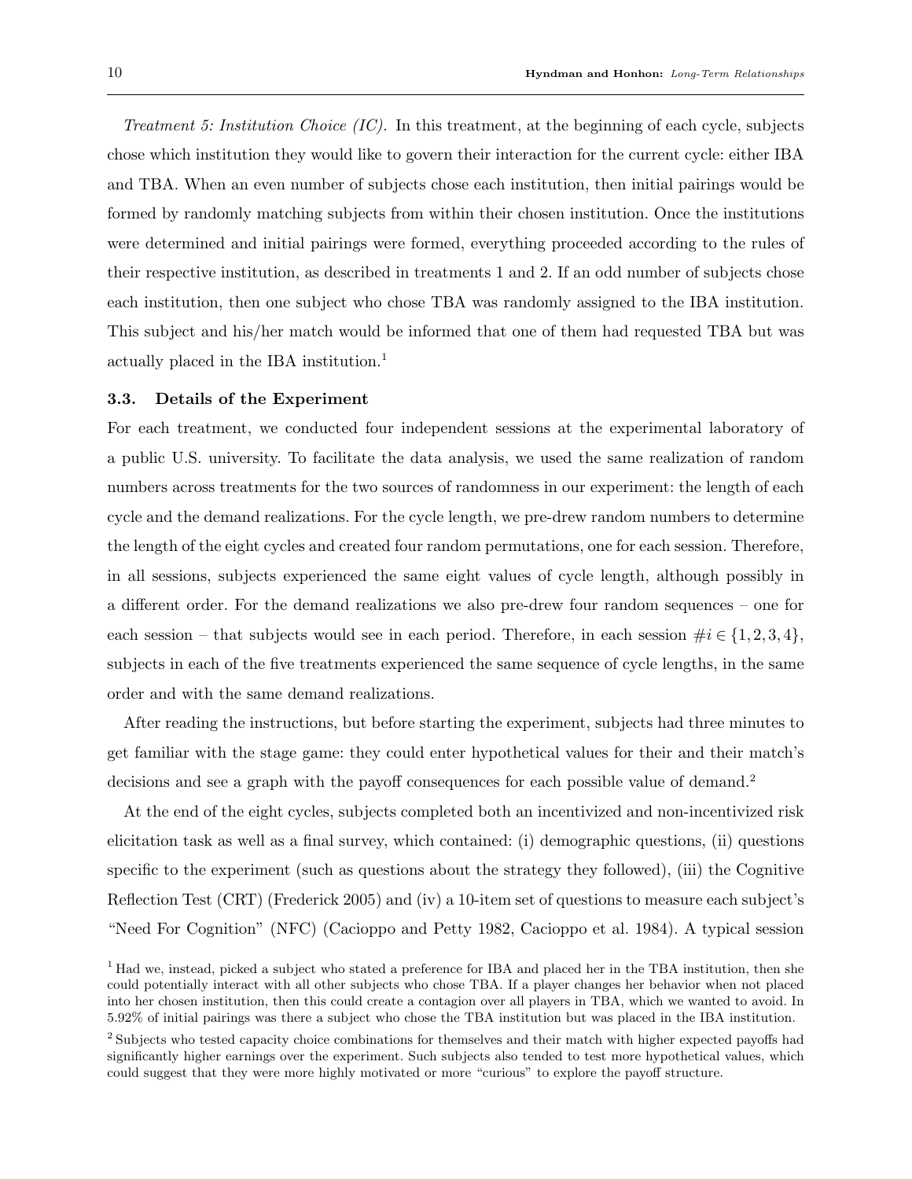*Treatment 5: Institution Choice (IC).* In this treatment, at the beginning of each cycle, subjects chose which institution they would like to govern their interaction for the current cycle: either IBA and TBA. When an even number of subjects chose each institution, then initial pairings would be formed by randomly matching subjects from within their chosen institution. Once the institutions were determined and initial pairings were formed, everything proceeded according to the rules of their respective institution, as described in treatments 1 and 2. If an odd number of subjects chose each institution, then one subject who chose TBA was randomly assigned to the IBA institution. This subject and his/her match would be informed that one of them had requested TBA but was actually placed in the IBA institution.[1]

### 3.3. Details of the Experiment

For each treatment, we conducted four independent sessions at the experimental laboratory of a public U.S. university. To facilitate the data analysis, we used the same realization of random numbers across treatments for the two sources of randomness in our experiment: the length of each cycle and the demand realizations. For the cycle length, we pre-drew random numbers to determine the length of the eight cycles and created four random permutations, one for each session. Therefore, in all sessions, subjects experienced the same eight values of cycle length, although possibly in a different order. For the demand realizations we also pre-drew four random sequences – one for each session – that subjects would see in each period. Therefore, in each session $\#i \in \{1, 2, 3, 4\}$, subjects in each of the five treatments experienced the same sequence of cycle lengths, in the same order and with the same demand realizations.

After reading the instructions, but before starting the experiment, subjects had three minutes to get familiar with the stage game: they could enter hypothetical values for their and their match's decisions and see a graph with the payoff consequences for each possible value of demand.[2]

At the end of the eight cycles, subjects completed both an incentivized and non-incentivized risk elicitation task as well as a final survey, which contained: (i) demographic questions, (ii) questions specific to the experiment (such as questions about the strategy they followed), (iii) the Cognitive Reflection Test (CRT) (Frederick 2005) and (iv) a 10-item set of questions to measure each subject's "Need For Cognition" (NFC) (Cacioppo and Petty 1982, Cacioppo et al. 1984). A typical session

[1] Had we, instead, picked a subject who stated a preference for IBA and placed her in the TBA institution, then she could potentially interact with all other subjects who chose TBA. If a player changes her behavior when not placed into her chosen institution, then this could create a contagion over all players in TBA, which we wanted to avoid. In 5.92% of initial pairings was there a subject who chose the TBA institution but was placed in the IBA institution.

[2] Subjects who tested capacity choice combinations for themselves and their match with higher expected payoffs had significantly higher earnings over the experiment. Such subjects also tended to test more hypothetical values, which could suggest that they were more highly motivated or more "curious" to explore the payoff structure.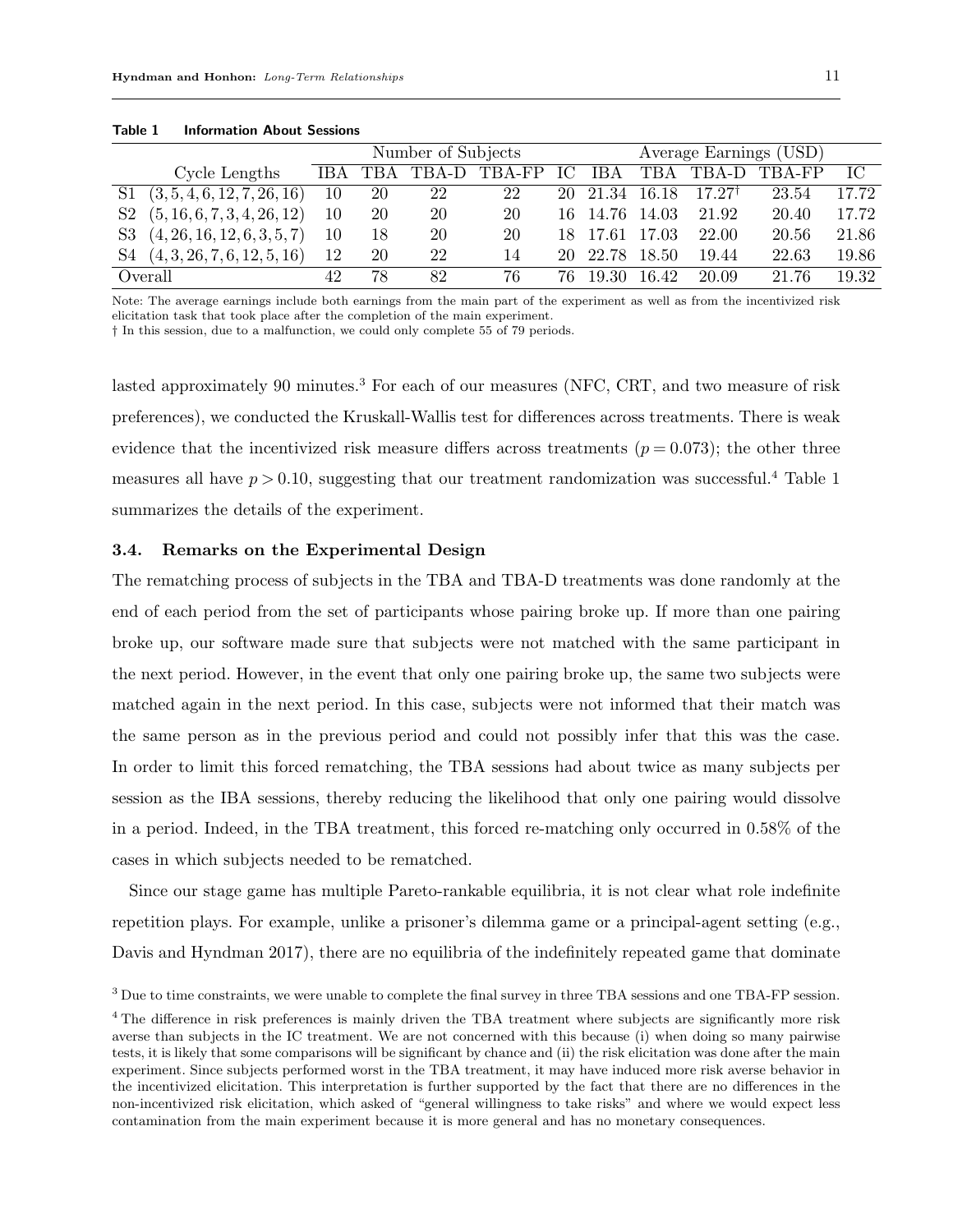**Table 1 Information About Sessions**

| | | Number of Subjects | | | | | Average Earnings (USD) | | | | |
|---|---|---|---|---|---|---|---|---|---|---|---|
| | Cycle Lengths | IBA | TBA | TBA-D | TBA-FP | IC | IBA | TBA | TBA-D | TBA-FP | IC |
| S1 | $(3, 5, 4, 6, 12, 7, 26, 16)$ | 10 | 20 | 22 | 22 | 20 | 21.34 | 16.18 | 17.27† | 23.54 | 17.72 |
| S2 | $(5, 16, 6, 7, 3, 4, 26, 12)$ | 10 | 20 | 20 | 20 | 16 | 14.76 | 14.03 | 21.92 | 20.40 | 17.72 |
| S3 | $(4, 26, 16, 12, 6, 3, 5, 7)$ | 10 | 18 | 20 | 20 | 18 | 17.61 | 17.03 | 22.00 | 20.56 | 21.86 |
| S4 | $(4, 3, 26, 7, 6, 12, 5, 16)$ | 12 | 20 | 22 | 14 | 20 | 22.78 | 18.50 | 19.44 | 22.63 | 19.86 |
| Overall | | 42 | 78 | 82 | 76 | 76 | 19.30 | 16.42 | 20.09 | 21.76 | 19.32 |

Note: The average earnings include both earnings from the main part of the experiment as well as from the incentivized risk elicitation task that took place after the completion of the main experiment.
† In this session, due to a malfunction, we could only complete 55 of 79 periods.

lasted approximately 90 minutes.[3] For each of our measures (NFC, CRT, and two measure of risk preferences), we conducted the Kruskall-Wallis test for differences across treatments. There is weak evidence that the incentivized risk measure differs across treatments ($p = 0.073$); the other three measures all have $p > 0.10$, suggesting that our treatment randomization was successful.[4] Table 1 summarizes the details of the experiment.

### 3.4. Remarks on the Experimental Design

The rematching process of subjects in the TBA and TBA-D treatments was done randomly at the end of each period from the set of participants whose pairing broke up. If more than one pairing broke up, our software made sure that subjects were not matched with the same participant in the next period. However, in the event that only one pairing broke up, the same two subjects were matched again in the next period. In this case, subjects were not informed that their match was the same person as in the previous period and could not possibly infer that this was the case. In order to limit this forced rematching, the TBA sessions had about twice as many subjects per session as the IBA sessions, thereby reducing the likelihood that only one pairing would dissolve in a period. Indeed, in the TBA treatment, this forced re-matching only occurred in 0.58% of the cases in which subjects needed to be rematched.

Since our stage game has multiple Pareto-rankable equilibria, it is not clear what role indefinite repetition plays. For example, unlike a prisoner's dilemma game or a principal-agent setting (e.g., Davis and Hyndman 2017), there are no equilibria of the indefinitely repeated game that dominate

[3] Due to time constraints, we were unable to complete the final survey in three TBA sessions and one TBA-FP session.

[4] The difference in risk preferences is mainly driven the TBA treatment where subjects are significantly more risk averse than subjects in the IC treatment. We are not concerned with this because (i) when doing so many pairwise tests, it is likely that some comparisons will be significant by chance and (ii) the risk elicitation was done after the main experiment. Since subjects performed worst in the TBA treatment, it may have induced more risk averse behavior in the incentivized elicitation. This interpretation is further supported by the fact that there are no differences in the non-incentivized risk elicitation, which asked of "general willingness to take risks" and where we would expect less contamination from the main experiment because it is more general and has no monetary consequences.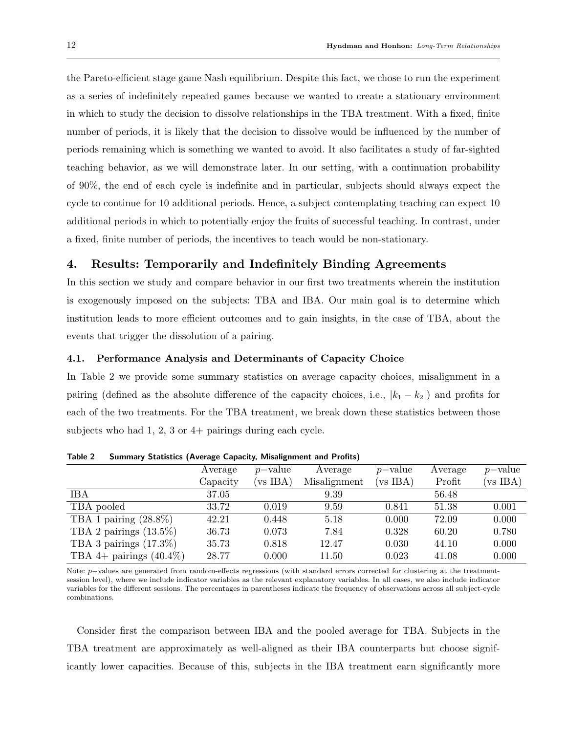the Pareto-efficient stage game Nash equilibrium. Despite this fact, we chose to run the experiment as a series of indefinitely repeated games because we wanted to create a stationary environment in which to study the decision to dissolve relationships in the TBA treatment. With a fixed, finite number of periods, it is likely that the decision to dissolve would be influenced by the number of periods remaining which is something we wanted to avoid. It also facilitates a study of far-sighted teaching behavior, as we will demonstrate later. In our setting, with a continuation probability of 90%, the end of each cycle is indefinite and in particular, subjects should always expect the cycle to continue for 10 additional periods. Hence, a subject contemplating teaching can expect 10 additional periods in which to potentially enjoy the fruits of successful teaching. In contrast, under a fixed, finite number of periods, the incentives to teach would be non-stationary.

## 4. Results: Temporarily and Indefinitely Binding Agreements

In this section we study and compare behavior in our first two treatments wherein the institution is exogenously imposed on the subjects: TBA and IBA. Our main goal is to determine which institution leads to more efficient outcomes and to gain insights, in the case of TBA, about the events that trigger the dissolution of a pairing.

### 4.1. Performance Analysis and Determinants of Capacity Choice

In Table 2 we provide some summary statistics on average capacity choices, misalignment in a pairing (defined as the absolute difference of the capacity choices, i.e., $|k_1 - k_2|$) and profits for each of the two treatments. For the TBA treatment, we break down these statistics between those subjects who had 1, 2, 3 or 4+ pairings during each cycle.

**Table 2 Summary Statistics (Average Capacity, Misalignment and Profits)**

| | Average Capacity | $p$−value (vs IBA) | Average Misalignment | $p$−value (vs IBA) | Average Profit | $p$−value (vs IBA) |
|---|---|---|---|---|---|---|
| IBA | 37.05 | | 9.39 | | 56.48 | |
| TBA pooled | 33.72 | 0.019 | 9.59 | 0.841 | 51.38 | 0.001 |
| TBA 1 pairing (28.8%) | 42.21 | 0.448 | 5.18 | 0.000 | 72.09 | 0.000 |
| TBA 2 pairings (13.5%) | 36.73 | 0.073 | 7.84 | 0.328 | 60.20 | 0.780 |
| TBA 3 pairings (17.3%) | 35.73 | 0.818 | 12.47 | 0.030 | 44.10 | 0.000 |
| TBA 4+ pairings (40.4%) | 28.77 | 0.000 | 11.50 | 0.023 | 41.08 | 0.000 |

Note: $p$−values are generated from random-effects regressions (with standard errors corrected for clustering at the treatment-session level), where we include indicator variables as the relevant explanatory variables. In all cases, we also include indicator variables for the different sessions. The percentages in parentheses indicate the frequency of observations across all subject-cycle combinations.

Consider first the comparison between IBA and the pooled average for TBA. Subjects in the TBA treatment are approximately as well-aligned as their IBA counterparts but choose significantly lower capacities. Because of this, subjects in the IBA treatment earn significantly more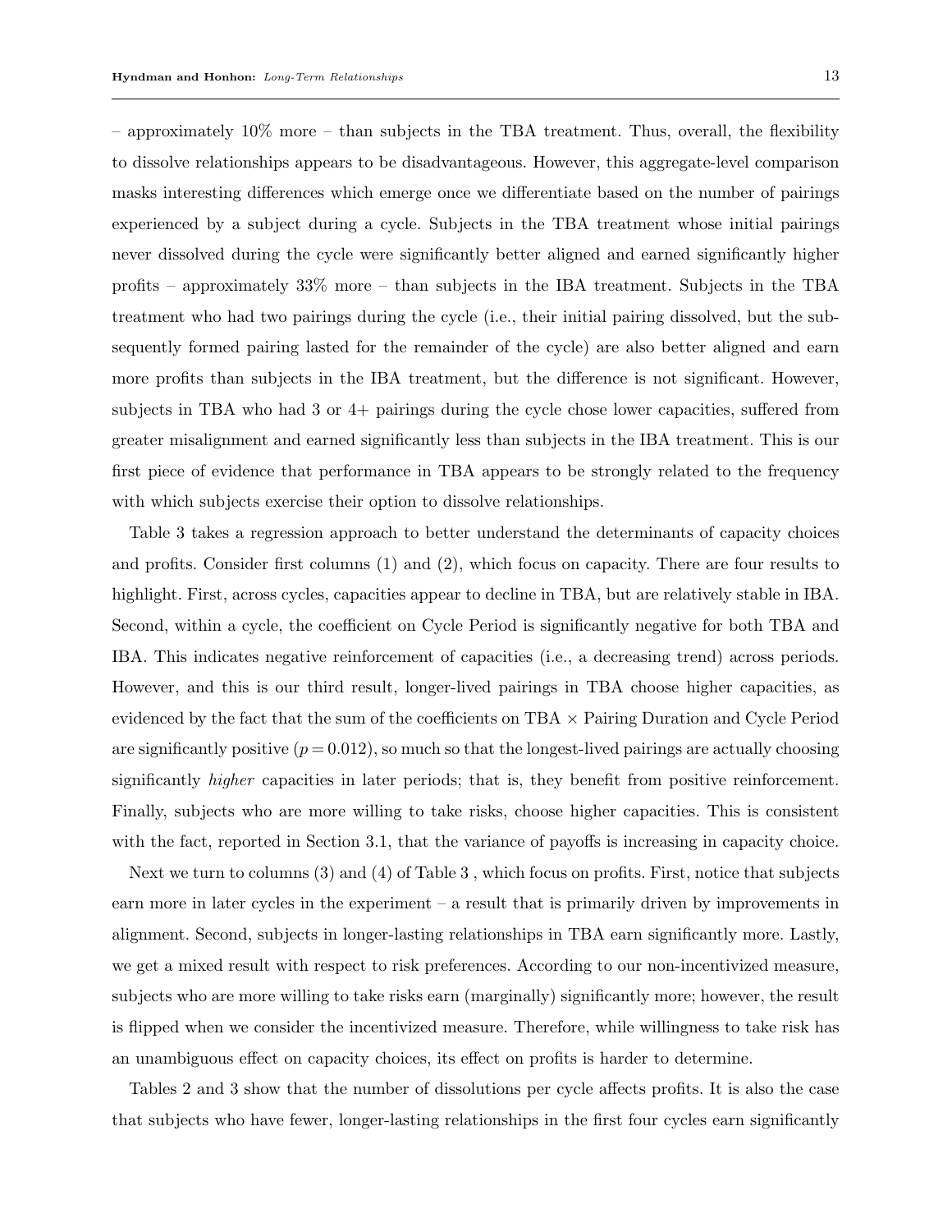– approximately 10% more – than subjects in the TBA treatment. Thus, overall, the flexibility to dissolve relationships appears to be disadvantageous. However, this aggregate-level comparison masks interesting differences which emerge once we differentiate based on the number of pairings experienced by a subject during a cycle. Subjects in the TBA treatment whose initial pairings never dissolved during the cycle were significantly better aligned and earned significantly higher profits – approximately 33% more – than subjects in the IBA treatment. Subjects in the TBA treatment who had two pairings during the cycle (i.e., their initial pairing dissolved, but the subsequently formed pairing lasted for the remainder of the cycle) are also better aligned and earn more profits than subjects in the IBA treatment, but the difference is not significant. However, subjects in TBA who had 3 or 4+ pairings during the cycle chose lower capacities, suffered from greater misalignment and earned significantly less than subjects in the IBA treatment. This is our first piece of evidence that performance in TBA appears to be strongly related to the frequency with which subjects exercise their option to dissolve relationships.

Table 3 takes a regression approach to better understand the determinants of capacity choices and profits. Consider first columns (1) and (2), which focus on capacity. There are four results to highlight. First, across cycles, capacities appear to decline in TBA, but are relatively stable in IBA. Second, within a cycle, the coefficient on Cycle Period is significantly negative for both TBA and IBA. This indicates negative reinforcement of capacities (i.e., a decreasing trend) across periods. However, and this is our third result, longer-lived pairings in TBA choose higher capacities, as evidenced by the fact that the sum of the coefficients on TBA × Pairing Duration and Cycle Period are significantly positive ($p = 0.012$), so much so that the longest-lived pairings are actually choosing significantly *higher* capacities in later periods; that is, they benefit from positive reinforcement. Finally, subjects who are more willing to take risks, choose higher capacities. This is consistent with the fact, reported in Section 3.1, that the variance of payoffs is increasing in capacity choice.

Next we turn to columns (3) and (4) of Table 3 , which focus on profits. First, notice that subjects earn more in later cycles in the experiment – a result that is primarily driven by improvements in alignment. Second, subjects in longer-lasting relationships in TBA earn significantly more. Lastly, we get a mixed result with respect to risk preferences. According to our non-incentivized measure, subjects who are more willing to take risks earn (marginally) significantly more; however, the result is flipped when we consider the incentivized measure. Therefore, while willingness to take risk has an unambiguous effect on capacity choices, its effect on profits is harder to determine.

Tables 2 and 3 show that the number of dissolutions per cycle affects profits. It is also the case that subjects who have fewer, longer-lasting relationships in the first four cycles earn significantly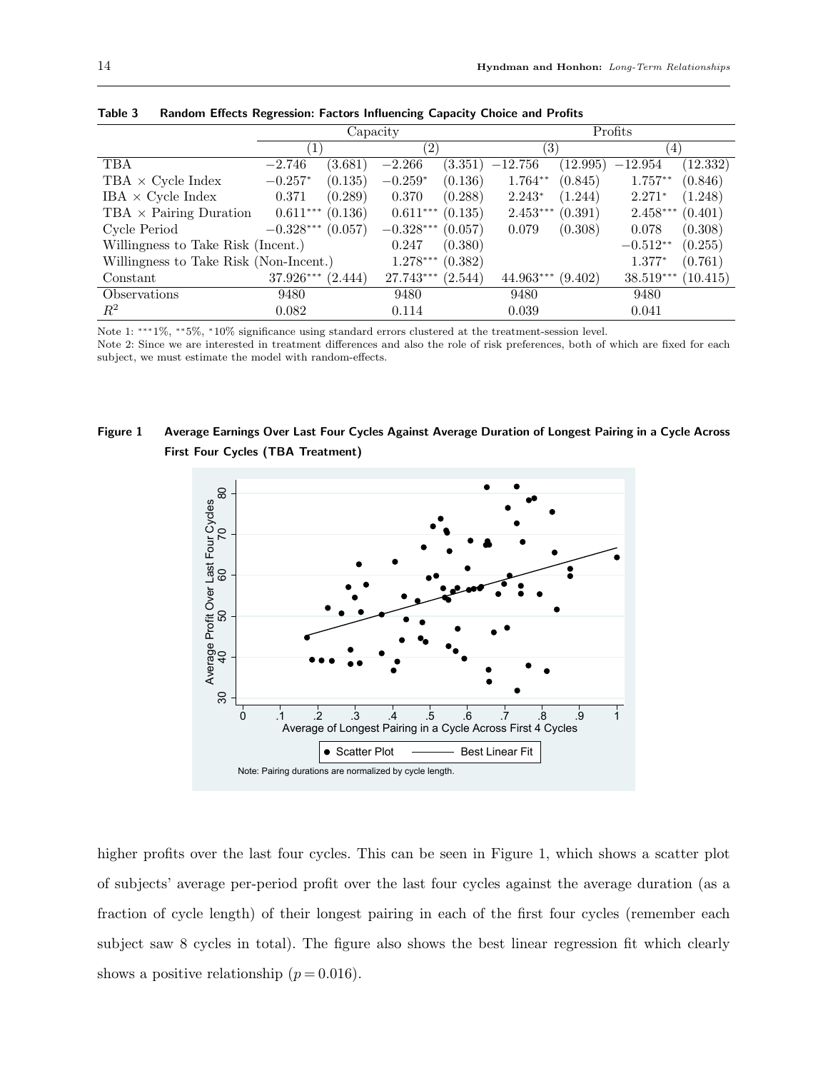**Table 3  Random Effects Regression: Factors Influencing Capacity Choice and Profits**

| | Capacity | | | | Profits | | | |
|---|---|---|---|---|---|---|---|---|
| | (1) | | (2) | | (3) | | (4) | |
| TBA | $-2.746$ | (3.681) | $-2.266$ | (3.351) | $-12.756$ | (12.995) | $-12.954$ | (12.332) |
| TBA × Cycle Index | $-0.257^{*}$ | (0.135) | $-0.259^{*}$ | (0.136) | $1.764^{**}$ | (0.845) | $1.757^{**}$ | (0.846) |
| IBA × Cycle Index | 0.371 | (0.289) | 0.370 | (0.288) | $2.243^{*}$ | (1.244) | $2.271^{*}$ | (1.248) |
| TBA × Pairing Duration | $0.611^{***}$ | (0.136) | $0.611^{***}$ | (0.135) | $2.453^{***}$ | (0.391) | $2.458^{***}$ | (0.401) |
| Cycle Period | $-0.328^{***}$ | (0.057) | $-0.328^{***}$ | (0.057) | 0.079 | (0.308) | 0.078 | (0.308) |
| Willingness to Take Risk (Incent.) | | | 0.247 | (0.380) | | | $-0.512^{**}$ | (0.255) |
| Willingness to Take Risk (Non-Incent.) | | | $1.278^{***}$ | (0.382) | | | $1.377^{*}$ | (0.761) |
| Constant | $37.926^{***}$ | (2.444) | $27.743^{***}$ | (2.544) | $44.963^{***}$ | (9.402) | $38.519^{***}$ | (10.415) |
| Observations | 9480 | | 9480 | | 9480 | | 9480 | |
| $R^2$ | 0.082 | | 0.114 | | 0.039 | | 0.041 | |

Note 1: ***1%, **5%, *10% significance using standard errors clustered at the treatment-session level.
Note 2: Since we are interested in treatment differences and also the role of risk preferences, both of which are fixed for each subject, we must estimate the model with random-effects.

**Figure 1  Average Earnings Over Last Four Cycles Against Average Duration of Longest Pairing in a Cycle Across First Four Cycles (TBA Treatment)**

Note: Pairing durations are normalized by cycle length.

higher profits over the last four cycles. This can be seen in Figure 1, which shows a scatter plot of subjects' average per-period profit over the last four cycles against the average duration (as a fraction of cycle length) of their longest pairing in each of the first four cycles (remember each subject saw 8 cycles in total). The figure also shows the best linear regression fit which clearly shows a positive relationship ($p = 0.016$).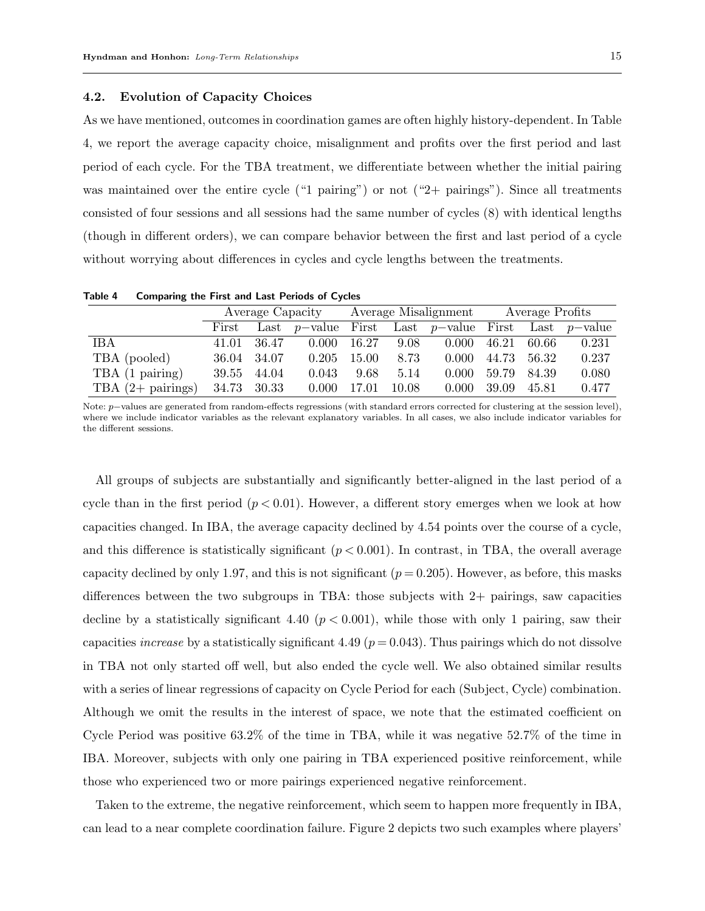### 4.2. Evolution of Capacity Choices

As we have mentioned, outcomes in coordination games are often highly history-dependent. In Table 4, we report the average capacity choice, misalignment and profits over the first period and last period of each cycle. For the TBA treatment, we differentiate between whether the initial pairing was maintained over the entire cycle ("1 pairing") or not ("2+ pairings"). Since all treatments consisted of four sessions and all sessions had the same number of cycles (8) with identical lengths (though in different orders), we can compare behavior between the first and last period of a cycle without worrying about differences in cycles and cycle lengths between the treatments.

**Table 4 Comparing the First and Last Periods of Cycles**

| | Average Capacity | | | Average Misalignment | | | Average Profits | | |
|---|---|---|---|---|---|---|---|---|---|
| | First | Last | $p-$value | First | Last | $p-$value | First | Last | $p-$value |
| IBA | 41.01 | 36.47 | 0.000 | 16.27 | 9.08 | 0.000 | 46.21 | 60.66 | 0.231 |
| TBA (pooled) | 36.04 | 34.07 | 0.205 | 15.00 | 8.73 | 0.000 | 44.73 | 56.32 | 0.237 |
| TBA (1 pairing) | 39.55 | 44.04 | 0.043 | 9.68 | 5.14 | 0.000 | 59.79 | 84.39 | 0.080 |
| TBA (2+ pairings) | 34.73 | 30.33 | 0.000 | 17.01 | 10.08 | 0.000 | 39.09 | 45.81 | 0.477 |

Note: $p-$values are generated from random-effects regressions (with standard errors corrected for clustering at the session level), where we include indicator variables as the relevant explanatory variables. In all cases, we also include indicator variables for the different sessions.

All groups of subjects are substantially and significantly better-aligned in the last period of a cycle than in the first period ($p < 0.01$). However, a different story emerges when we look at how capacities changed. In IBA, the average capacity declined by 4.54 points over the course of a cycle, and this difference is statistically significant ($p < 0.001$). In contrast, in TBA, the overall average capacity declined by only 1.97, and this is not significant ($p = 0.205$). However, as before, this masks differences between the two subgroups in TBA: those subjects with 2+ pairings, saw capacities decline by a statistically significant 4.40 ($p < 0.001$), while those with only 1 pairing, saw their capacities *increase* by a statistically significant 4.49 ($p = 0.043$). Thus pairings which do not dissolve in TBA not only started off well, but also ended the cycle well. We also obtained similar results with a series of linear regressions of capacity on Cycle Period for each (Subject, Cycle) combination. Although we omit the results in the interest of space, we note that the estimated coefficient on Cycle Period was positive 63.2% of the time in TBA, while it was negative 52.7% of the time in IBA. Moreover, subjects with only one pairing in TBA experienced positive reinforcement, while those who experienced two or more pairings experienced negative reinforcement.

Taken to the extreme, the negative reinforcement, which seem to happen more frequently in IBA, can lead to a near complete coordination failure. Figure 2 depicts two such examples where players'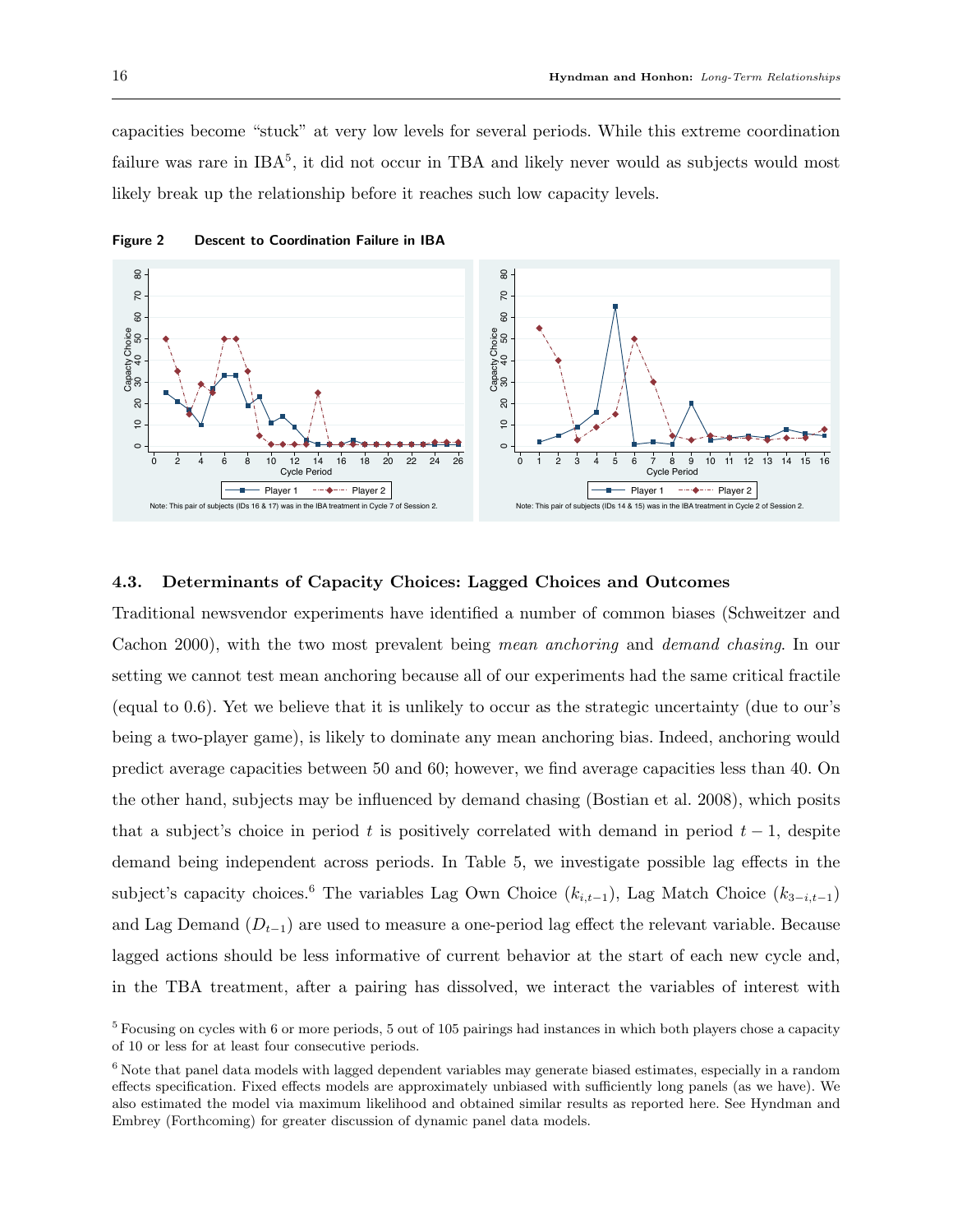capacities become "stuck" at very low levels for several periods. While this extreme coordination failure was rare in IBA[5], it did not occur in TBA and likely never would as subjects would most likely break up the relationship before it reaches such low capacity levels.

**Figure 2** Descent to Coordination Failure in IBA

Note: This pair of subjects (IDs 16 & 17) was in the IBA treatment in Cycle 7 of Session 2.

Note: This pair of subjects (IDs 14 & 15) was in the IBA treatment in Cycle 2 of Session 2.

### 4.3. Determinants of Capacity Choices: Lagged Choices and Outcomes

Traditional newsvendor experiments have identified a number of common biases (Schweitzer and Cachon 2000), with the two most prevalent being *mean anchoring* and *demand chasing*. In our setting we cannot test mean anchoring because all of our experiments had the same critical fractile (equal to 0.6). Yet we believe that it is unlikely to occur as the strategic uncertainty (due to our's being a two-player game), is likely to dominate any mean anchoring bias. Indeed, anchoring would predict average capacities between 50 and 60; however, we find average capacities less than 40. On the other hand, subjects may be influenced by demand chasing (Bostian et al. 2008), which posits that a subject's choice in period $t$ is positively correlated with demand in period $t-1$, despite demand being independent across periods. In Table 5, we investigate possible lag effects in the subject's capacity choices.[6] The variables Lag Own Choice ($k_{i,t-1}$), Lag Match Choice ($k_{3-i,t-1}$) and Lag Demand ($D_{t-1}$) are used to measure a one-period lag effect the relevant variable. Because lagged actions should be less informative of current behavior at the start of each new cycle and, in the TBA treatment, after a pairing has dissolved, we interact the variables of interest with

[5] Focusing on cycles with 6 or more periods, 5 out of 105 pairings had instances in which both players chose a capacity of 10 or less for at least four consecutive periods.

[6] Note that panel data models with lagged dependent variables may generate biased estimates, especially in a random effects specification. Fixed effects models are approximately unbiased with sufficiently long panels (as we have). We also estimated the model via maximum likelihood and obtained similar results as reported here. See Hyndman and Embrey (Forthcoming) for greater discussion of dynamic panel data models.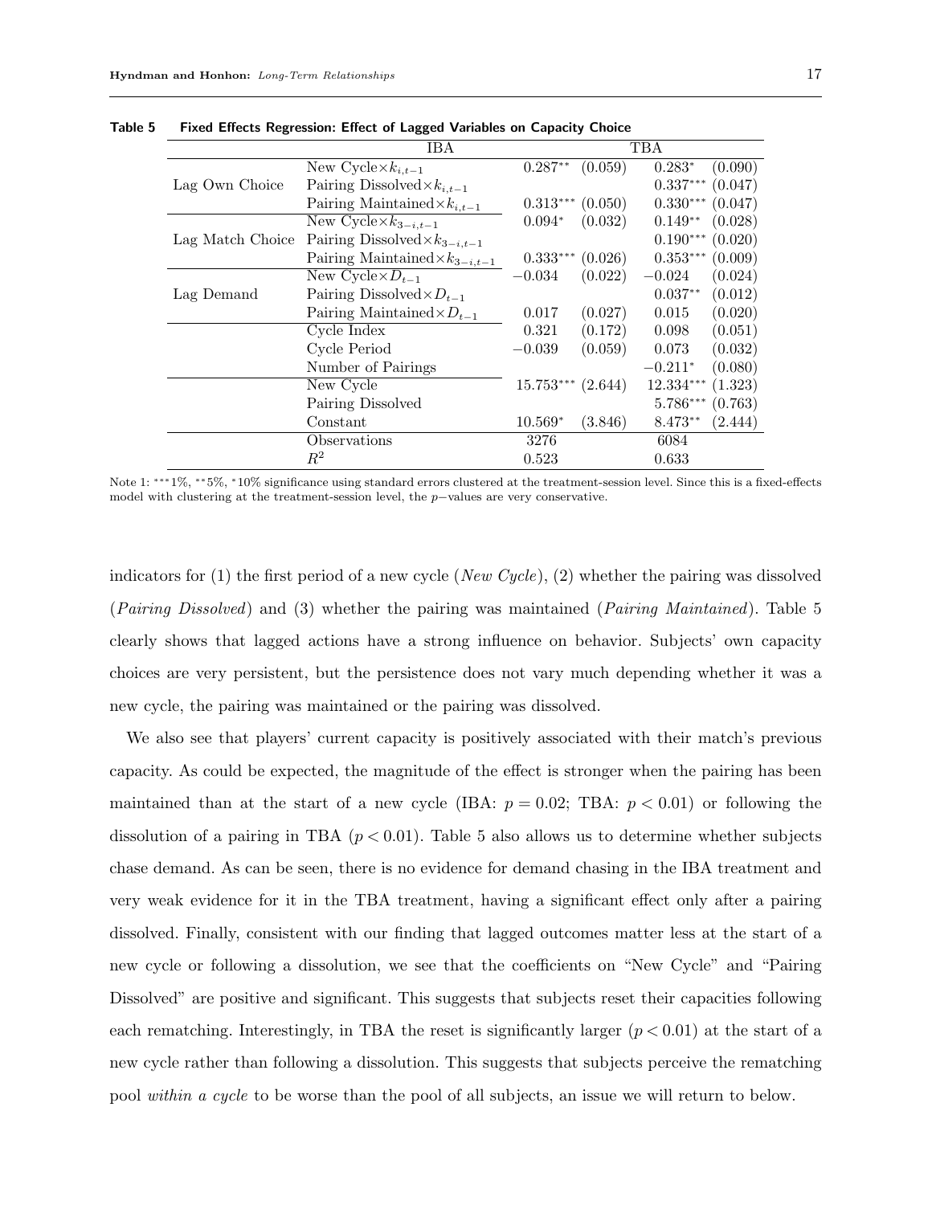**Table 5 Fixed Effects Regression: Effect of Lagged Variables on Capacity Choice**

| | | IBA | | TBA | |
|---|---|---|---|---|---|
| Lag Own Choice | New Cycle$\times k_{i,t-1}$ | $0.287^{**}$ | (0.059) | $0.283^{*}$ | (0.090) |
| | Pairing Dissolved$\times k_{i,t-1}$ | | | $0.337^{***}$ | (0.047) |
| | Pairing Maintained$\times k_{i,t-1}$ | $0.313^{***}$ | (0.050) | $0.330^{***}$ | (0.047) |
| Lag Match Choice | New Cycle$\times k_{3-i,t-1}$ | $0.094^{*}$ | (0.032) | $0.149^{**}$ | (0.028) |
| | Pairing Dissolved$\times k_{3-i,t-1}$ | | | $0.190^{***}$ | (0.020) |
| | Pairing Maintained$\times k_{3-i,t-1}$ | $0.333^{***}$ | (0.026) | $0.353^{***}$ | (0.009) |
| Lag Demand | New Cycle$\times D_{t-1}$ | $-0.034$ | (0.022) | $-0.024$ | (0.024) |
| | Pairing Dissolved$\times D_{t-1}$ | | | $0.037^{**}$ | (0.012) |
| | Pairing Maintained$\times D_{t-1}$ | 0.017 | (0.027) | 0.015 | (0.020) |
| | Cycle Index | 0.321 | (0.172) | 0.098 | (0.051) |
| | Cycle Period | $-0.039$ | (0.059) | 0.073 | (0.032) |
| | Number of Pairings | | | $-0.211^{*}$ | (0.080) |
| | New Cycle | $15.753^{***}$ | (2.644) | $12.334^{***}$ | (1.323) |
| | Pairing Dissolved | | | $5.786^{***}$ | (0.763) |
| | Constant | $10.569^{*}$ | (3.846) | $8.473^{**}$ | (2.444) |
| | Observations | 3276 | | 6084 | |
| | $R^2$ | 0.523 | | 0.633 | |

Note 1: $^{***}$1%, $^{**}$5%, $^{*}$10% significance using standard errors clustered at the treatment-session level. Since this is a fixed-effects model with clustering at the treatment-session level, the $p-$values are very conservative.

indicators for (1) the first period of a new cycle (*New Cycle*), (2) whether the pairing was dissolved (*Pairing Dissolved*) and (3) whether the pairing was maintained (*Pairing Maintained*). Table 5 clearly shows that lagged actions have a strong influence on behavior. Subjects' own capacity choices are very persistent, but the persistence does not vary much depending whether it was a new cycle, the pairing was maintained or the pairing was dissolved.

We also see that players' current capacity is positively associated with their match's previous capacity. As could be expected, the magnitude of the effect is stronger when the pairing has been maintained than at the start of a new cycle (IBA: $p = 0.02$; TBA: $p < 0.01$) or following the dissolution of a pairing in TBA ($p < 0.01$). Table 5 also allows us to determine whether subjects chase demand. As can be seen, there is no evidence for demand chasing in the IBA treatment and very weak evidence for it in the TBA treatment, having a significant effect only after a pairing dissolved. Finally, consistent with our finding that lagged outcomes matter less at the start of a new cycle or following a dissolution, we see that the coefficients on "New Cycle" and "Pairing Dissolved" are positive and significant. This suggests that subjects reset their capacities following each rematching. Interestingly, in TBA the reset is significantly larger ($p < 0.01$) at the start of a new cycle rather than following a dissolution. This suggests that subjects perceive the rematching pool *within a cycle* to be worse than the pool of all subjects, an issue we will return to below.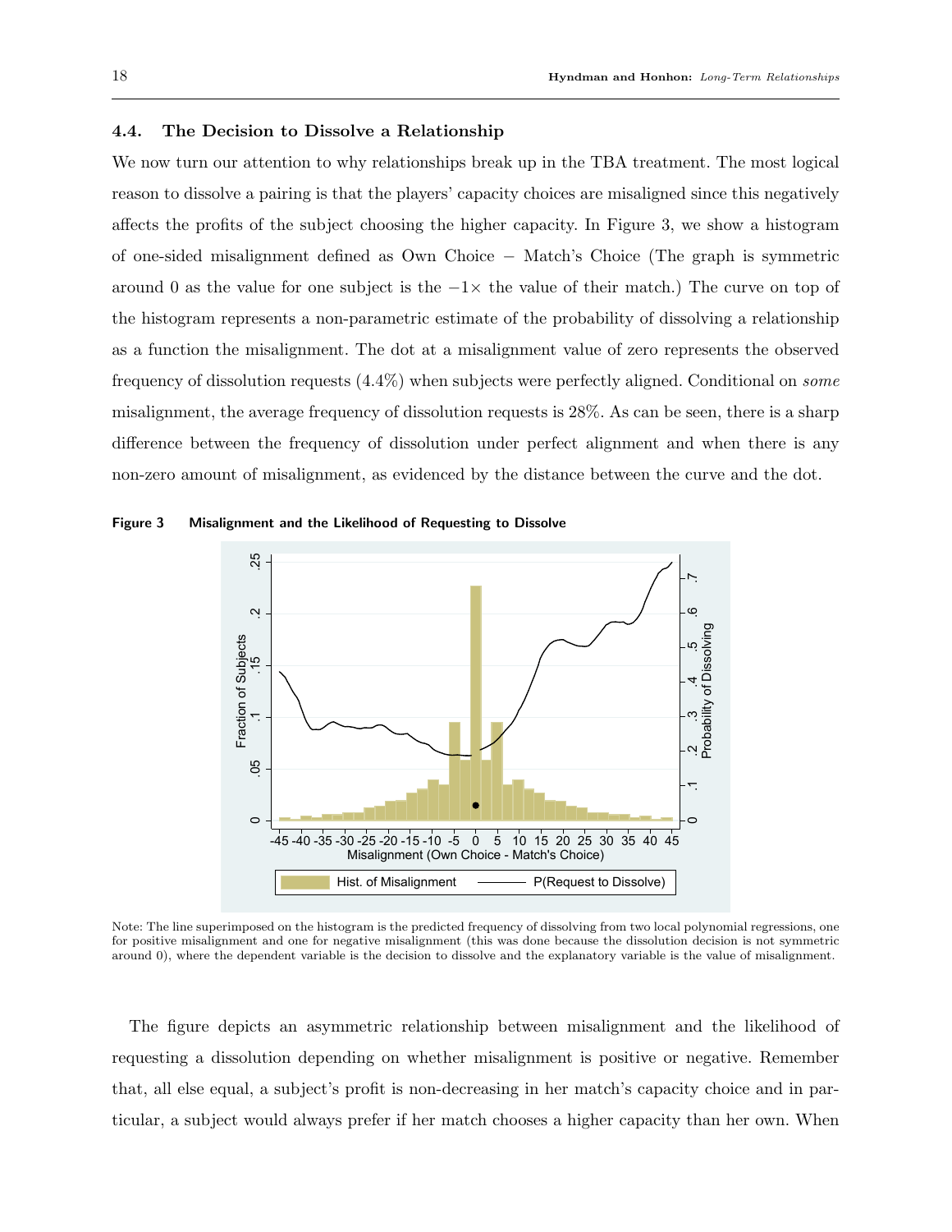### 4.4. The Decision to Dissolve a Relationship

We now turn our attention to why relationships break up in the TBA treatment. The most logical reason to dissolve a pairing is that the players' capacity choices are misaligned since this negatively affects the profits of the subject choosing the higher capacity. In Figure 3, we show a histogram of one-sided misalignment defined as Own Choice − Match's Choice (The graph is symmetric around 0 as the value for one subject is the $-1\times$ the value of their match.) The curve on top of the histogram represents a non-parametric estimate of the probability of dissolving a relationship as a function the misalignment. The dot at a misalignment value of zero represents the observed frequency of dissolution requests (4.4%) when subjects were perfectly aligned. Conditional on *some* misalignment, the average frequency of dissolution requests is 28%. As can be seen, there is a sharp difference between the frequency of dissolution under perfect alignment and when there is any non-zero amount of misalignment, as evidenced by the distance between the curve and the dot.

**Figure 3 Misalignment and the Likelihood of Requesting to Dissolve**

Note: The line superimposed on the histogram is the predicted frequency of dissolving from two local polynomial regressions, one for positive misalignment and one for negative misalignment (this was done because the dissolution decision is not symmetric around 0), where the dependent variable is the decision to dissolve and the explanatory variable is the value of misalignment.

The figure depicts an asymmetric relationship between misalignment and the likelihood of requesting a dissolution depending on whether misalignment is positive or negative. Remember that, all else equal, a subject's profit is non-decreasing in her match's capacity choice and in particular, a subject would always prefer if her match chooses a higher capacity than her own. When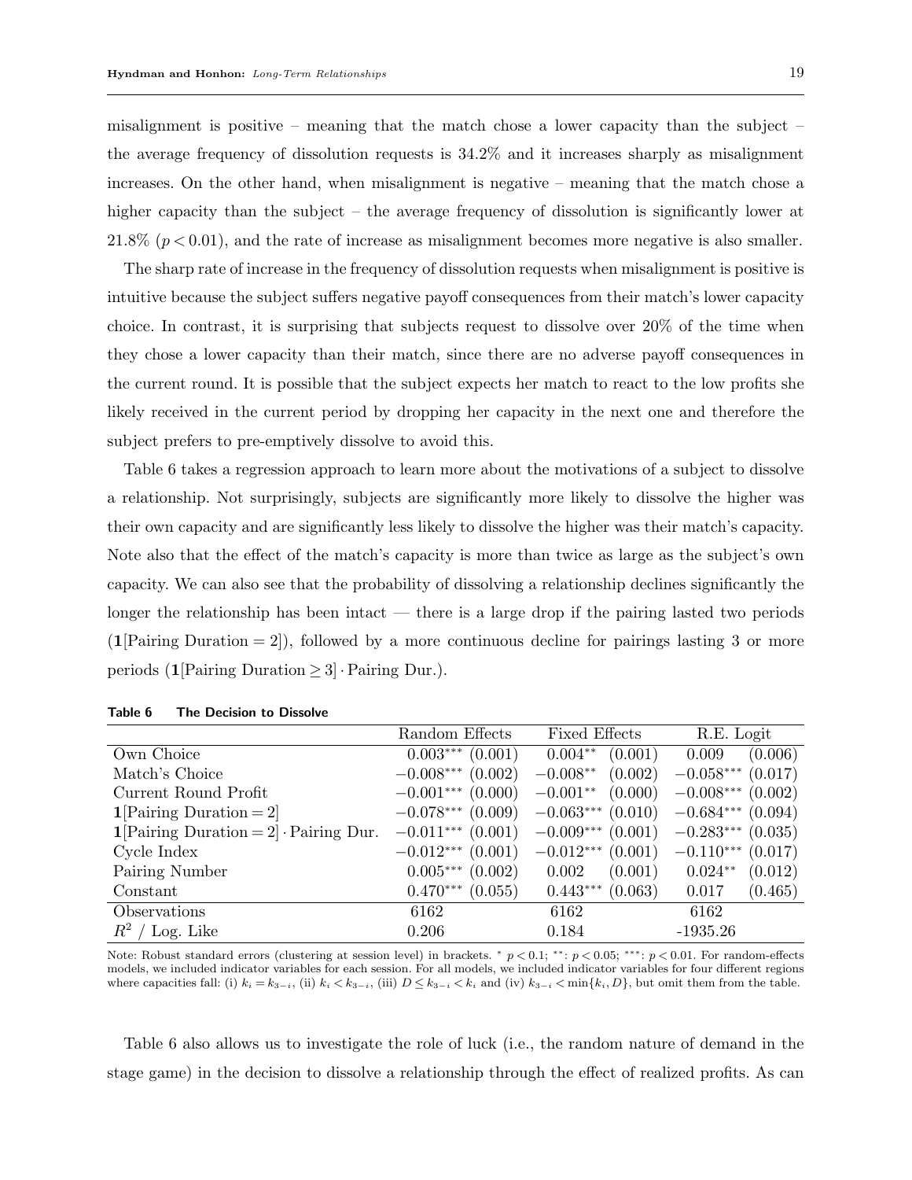misalignment is positive – meaning that the match chose a lower capacity than the subject – the average frequency of dissolution requests is 34.2% and it increases sharply as misalignment increases. On the other hand, when misalignment is negative – meaning that the match chose a higher capacity than the subject – the average frequency of dissolution is significantly lower at 21.8% ($p < 0.01$), and the rate of increase as misalignment becomes more negative is also smaller.

The sharp rate of increase in the frequency of dissolution requests when misalignment is positive is intuitive because the subject suffers negative payoff consequences from their match's lower capacity choice. In contrast, it is surprising that subjects request to dissolve over 20% of the time when they chose a lower capacity than their match, since there are no adverse payoff consequences in the current round. It is possible that the subject expects her match to react to the low profits she likely received in the current period by dropping her capacity in the next one and therefore the subject prefers to pre-emptively dissolve to avoid this.

Table 6 takes a regression approach to learn more about the motivations of a subject to dissolve a relationship. Not surprisingly, subjects are significantly more likely to dissolve the higher was their own capacity and are significantly less likely to dissolve the higher was their match's capacity. Note also that the effect of the match's capacity is more than twice as large as the subject's own capacity. We can also see that the probability of dissolving a relationship declines significantly the longer the relationship has been intact — there is a large drop if the pairing lasted two periods ($\mathbf{1}$[Pairing Duration $= 2$]), followed by a more continuous decline for pairings lasting 3 or more periods ($\mathbf{1}$[Pairing Duration $\geq 3$] $\cdot$ Pairing Dur.).

**Table 6 The Decision to Dissolve**

| | Random Effects | | Fixed Effects | | R.E. Logit | |
|---|---|---|---|---|---|---|
| Own Choice | $0.003^{***}$ | (0.001) | $0.004^{**}$ | (0.001) | 0.009 | (0.006) |
| Match's Choice | $-0.008^{***}$ | (0.002) | $-0.008^{**}$ | (0.002) | $-0.058^{***}$ | (0.017) |
| Current Round Profit | $-0.001^{***}$ | (0.000) | $-0.001^{**}$ | (0.000) | $-0.008^{***}$ | (0.002) |
| $\mathbf{1}$[Pairing Duration $= 2$] | $-0.078^{***}$ | (0.009) | $-0.063^{***}$ | (0.010) | $-0.684^{***}$ | (0.094) |
| $\mathbf{1}$[Pairing Duration $= 2$] $\cdot$ Pairing Dur. | $-0.011^{***}$ | (0.001) | $-0.009^{***}$ | (0.001) | $-0.283^{***}$ | (0.035) |
| Cycle Index | $-0.012^{***}$ | (0.001) | $-0.012^{***}$ | (0.001) | $-0.110^{***}$ | (0.017) |
| Pairing Number | $0.005^{***}$ | (0.002) | 0.002 | (0.001) | $0.024^{**}$ | (0.012) |
| Constant | $0.470^{***}$ | (0.055) | $0.443^{***}$ | (0.063) | 0.017 | (0.465) |
| Observations | 6162 | | 6162 | | 6162 | |
| $R^2$ / Log. Like | 0.206 | | 0.184 | | -1935.26 | |

Note: Robust standard errors (clustering at session level) in brackets. $^{*}$ $p < 0.1$; $^{**}$: $p < 0.05$; $^{***}$: $p < 0.01$. For random-effects models, we included indicator variables for each session. For all models, we included indicator variables for four different regions where capacities fall: (i) $k_i = k_{3-i}$, (ii) $k_i < k_{3-i}$, (iii) $D \leq k_{3-i} < k_i$ and (iv) $k_{3-i} < \min\{k_i, D\}$, but omit them from the table.

Table 6 also allows us to investigate the role of luck (i.e., the random nature of demand in the stage game) in the decision to dissolve a relationship through the effect of realized profits. As can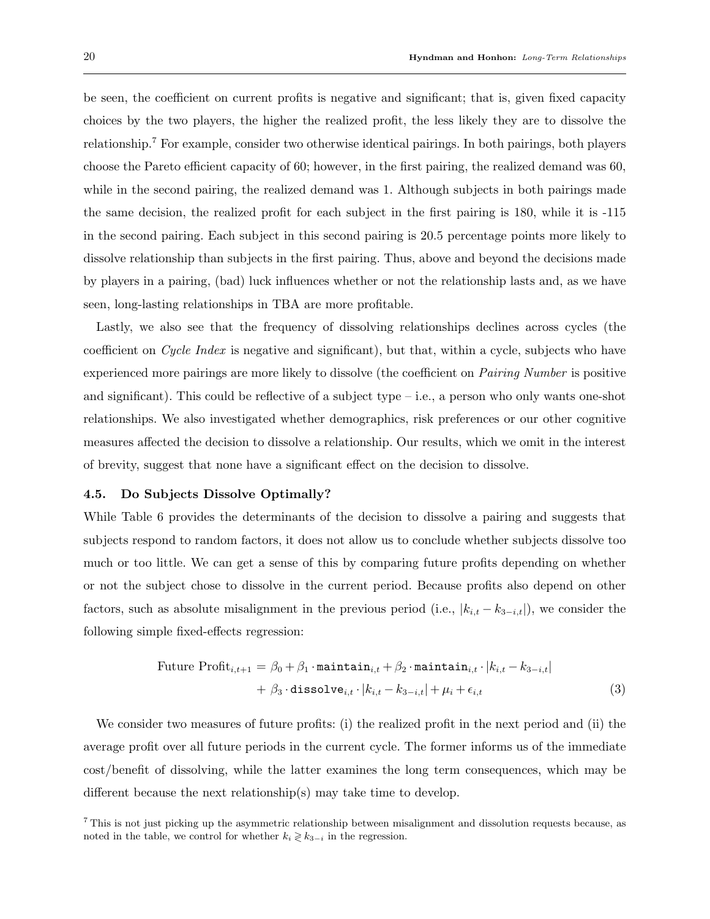be seen, the coefficient on current profits is negative and significant; that is, given fixed capacity choices by the two players, the higher the realized profit, the less likely they are to dissolve the relationship.[7] For example, consider two otherwise identical pairings. In both pairings, both players choose the Pareto efficient capacity of 60; however, in the first pairing, the realized demand was 60, while in the second pairing, the realized demand was 1. Although subjects in both pairings made the same decision, the realized profit for each subject in the first pairing is 180, while it is -115 in the second pairing. Each subject in this second pairing is 20.5 percentage points more likely to dissolve relationship than subjects in the first pairing. Thus, above and beyond the decisions made by players in a pairing, (bad) luck influences whether or not the relationship lasts and, as we have seen, long-lasting relationships in TBA are more profitable.

Lastly, we also see that the frequency of dissolving relationships declines across cycles (the coefficient on *Cycle Index* is negative and significant), but that, within a cycle, subjects who have experienced more pairings are more likely to dissolve (the coefficient on *Pairing Number* is positive and significant). This could be reflective of a subject type – i.e., a person who only wants one-shot relationships. We also investigated whether demographics, risk preferences or our other cognitive measures affected the decision to dissolve a relationship. Our results, which we omit in the interest of brevity, suggest that none have a significant effect on the decision to dissolve.

### 4.5. Do Subjects Dissolve Optimally?

While Table 6 provides the determinants of the decision to dissolve a pairing and suggests that subjects respond to random factors, it does not allow us to conclude whether subjects dissolve too much or too little. We can get a sense of this by comparing future profits depending on whether or not the subject chose to dissolve in the current period. Because profits also depend on other factors, such as absolute misalignment in the previous period (i.e., $|k_{i,t} - k_{3-i,t}|$), we consider the following simple fixed-effects regression:

$$
\begin{aligned}
\text{Future Profit}_{i,t+1} = \beta_0 + \beta_1 \cdot \texttt{maintain}_{i,t} + \beta_2 \cdot \texttt{maintain}_{i,t} \cdot |k_{i,t} - k_{3-i,t}| \\
+ \beta_3 \cdot \texttt{dissolve}_{i,t} \cdot |k_{i,t} - k_{3-i,t}| + \mu_i + \epsilon_{i,t} \qquad (3)
\end{aligned}
$$

We consider two measures of future profits: (i) the realized profit in the next period and (ii) the average profit over all future periods in the current cycle. The former informs us of the immediate cost/benefit of dissolving, while the latter examines the long term consequences, which may be different because the next relationship(s) may take time to develop.

[7] This is not just picking up the asymmetric relationship between misalignment and dissolution requests because, as noted in the table, we control for whether $k_i \gtrless k_{3-i}$ in the regression.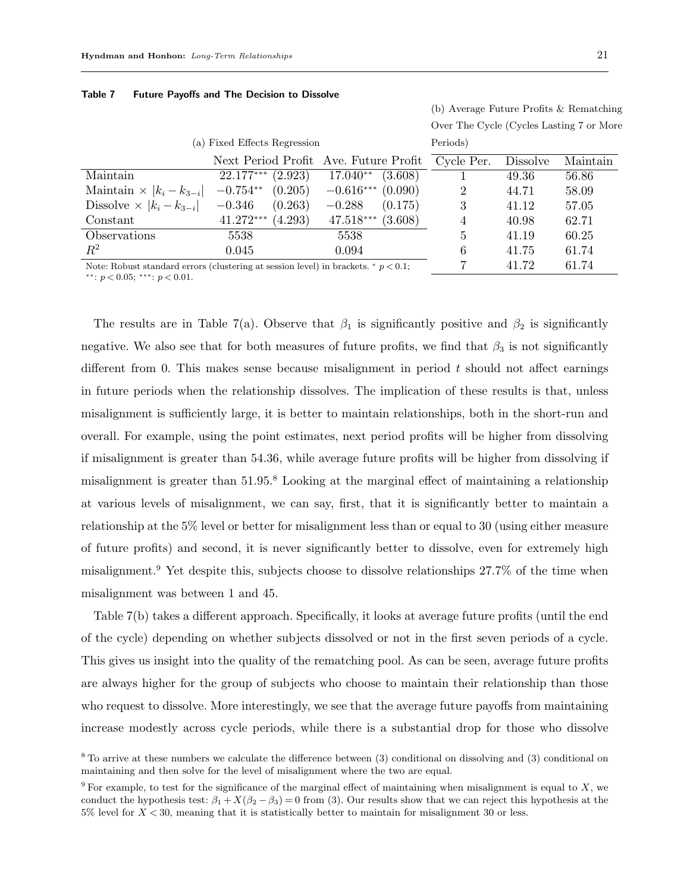**Table 7 Future Payoffs and The Decision to Dissolve**

(a) Fixed Effects Regression

| | Next Period Profit | | Ave. Future Profit | |
|---|---|---|---|---|
| Maintain | $22.177^{***}$ | (2.923) | $17.040^{**}$ | (3.608) |
| Maintain $\times$ $\|k_i - k_{3-i}\|$ | $-0.754^{**}$ | (0.205) | $-0.616^{***}$ | (0.090) |
| Dissolve $\times$ $\|k_i - k_{3-i}\|$ | $-0.346$ | (0.263) | $-0.288$ | (0.175) |
| Constant | $41.272^{***}$ | (4.293) | $47.518^{***}$ | (3.608) |
| Observations | 5538 | | 5538 | |
| $R^2$ | 0.045 | | 0.094 | |

Note: Robust standard errors (clustering at session level) in brackets. $^{*}$ $p < 0.1$; $^{**}$: $p < 0.05$; $^{***}$: $p < 0.01$.

(b) Average Future Profits & Rematching Over The Cycle (Cycles Lasting 7 or More Periods)

| Cycle Per. | Dissolve | Maintain |
|---|---|---|
| 1 | 49.36 | 56.86 |
| 2 | 44.71 | 58.09 |
| 3 | 41.12 | 57.05 |
| 4 | 40.98 | 62.71 |
| 5 | 41.19 | 60.25 |
| 6 | 41.75 | 61.74 |
| 7 | 41.72 | 61.74 |

The results are in Table 7(a). Observe that $\beta_1$ is significantly positive and $\beta_2$ is significantly negative. We also see that for both measures of future profits, we find that $\beta_3$ is not significantly different from 0. This makes sense because misalignment in period $t$ should not affect earnings in future periods when the relationship dissolves. The implication of these results is that, unless misalignment is sufficiently large, it is better to maintain relationships, both in the short-run and overall. For example, using the point estimates, next period profits will be higher from dissolving if misalignment is greater than 54.36, while average future profits will be higher from dissolving if misalignment is greater than 51.95.[8] Looking at the marginal effect of maintaining a relationship at various levels of misalignment, we can say, first, that it is significantly better to maintain a relationship at the 5% level or better for misalignment less than or equal to 30 (using either measure of future profits) and second, it is never significantly better to dissolve, even for extremely high misalignment.[9] Yet despite this, subjects choose to dissolve relationships 27.7% of the time when misalignment was between 1 and 45.

Table 7(b) takes a different approach. Specifically, it looks at average future profits (until the end of the cycle) depending on whether subjects dissolved or not in the first seven periods of a cycle. This gives us insight into the quality of the rematching pool. As can be seen, average future profits are always higher for the group of subjects who choose to maintain their relationship than those who request to dissolve. More interestingly, we see that the average future payoffs from maintaining increase modestly across cycle periods, while there is a substantial drop for those who dissolve

[8] To arrive at these numbers we calculate the difference between (3) conditional on dissolving and (3) conditional on maintaining and then solve for the level of misalignment where the two are equal.

[9] For example, to test for the significance of the marginal effect of maintaining when misalignment is equal to $X$, we conduct the hypothesis test: $\beta_1 + X(\beta_2 - \beta_3) = 0$ from (3). Our results show that we can reject this hypothesis at the 5% level for $X < 30$, meaning that it is statistically better to maintain for misalignment 30 or less.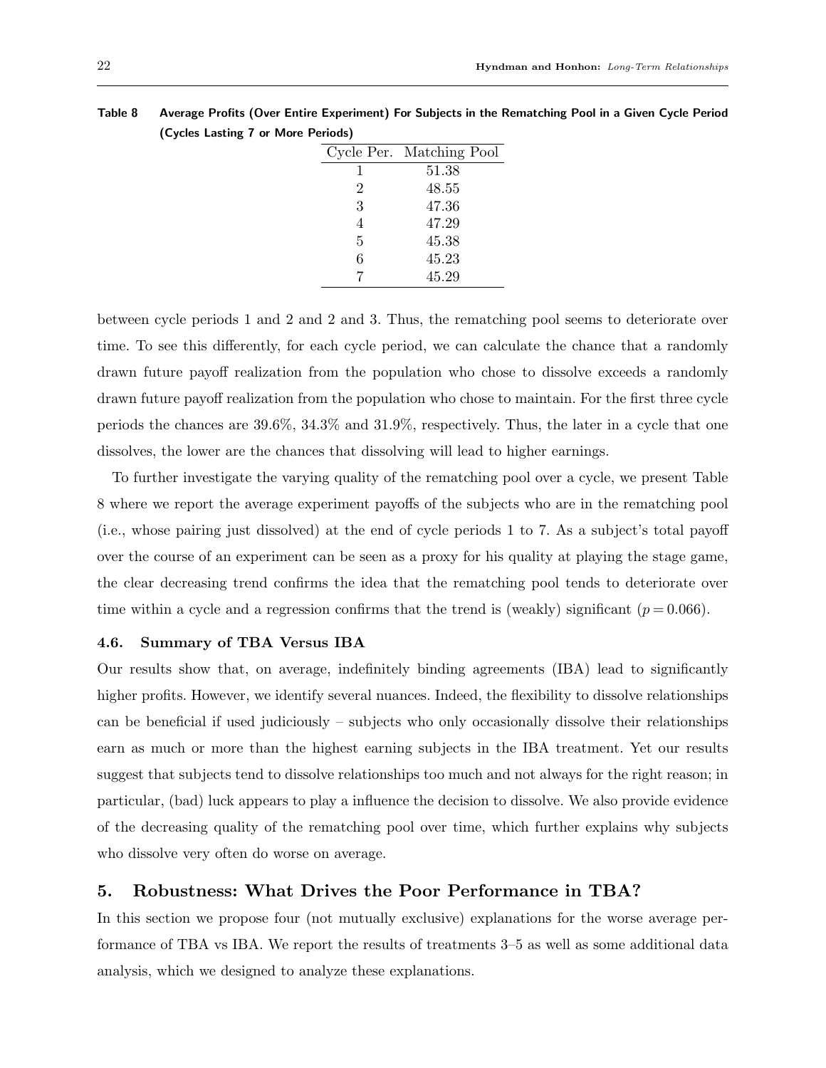**Table 8 Average Profits (Over Entire Experiment) For Subjects in the Rematching Pool in a Given Cycle Period (Cycles Lasting 7 or More Periods)**

| Cycle Per. | Matching Pool |
|---|---|
| 1 | 51.38 |
| 2 | 48.55 |
| 3 | 47.36 |
| 4 | 47.29 |
| 5 | 45.38 |
| 6 | 45.23 |
| 7 | 45.29 |

between cycle periods 1 and 2 and 2 and 3. Thus, the rematching pool seems to deteriorate over time. To see this differently, for each cycle period, we can calculate the chance that a randomly drawn future payoff realization from the population who chose to dissolve exceeds a randomly drawn future payoff realization from the population who chose to maintain. For the first three cycle periods the chances are 39.6%, 34.3% and 31.9%, respectively. Thus, the later in a cycle that one dissolves, the lower are the chances that dissolving will lead to higher earnings.

To further investigate the varying quality of the rematching pool over a cycle, we present Table 8 where we report the average experiment payoffs of the subjects who are in the rematching pool (i.e., whose pairing just dissolved) at the end of cycle periods 1 to 7. As a subject's total payoff over the course of an experiment can be seen as a proxy for his quality at playing the stage game, the clear decreasing trend confirms the idea that the rematching pool tends to deteriorate over time within a cycle and a regression confirms that the trend is (weakly) significant ($p = 0.066$).

### 4.6. Summary of TBA Versus IBA

Our results show that, on average, indefinitely binding agreements (IBA) lead to significantly higher profits. However, we identify several nuances. Indeed, the flexibility to dissolve relationships can be beneficial if used judiciously – subjects who only occasionally dissolve their relationships earn as much or more than the highest earning subjects in the IBA treatment. Yet our results suggest that subjects tend to dissolve relationships too much and not always for the right reason; in particular, (bad) luck appears to play a influence the decision to dissolve. We also provide evidence of the decreasing quality of the rematching pool over time, which further explains why subjects who dissolve very often do worse on average.

## 5. Robustness: What Drives the Poor Performance in TBA?

In this section we propose four (not mutually exclusive) explanations for the worse average performance of TBA vs IBA. We report the results of treatments 3–5 as well as some additional data analysis, which we designed to analyze these explanations.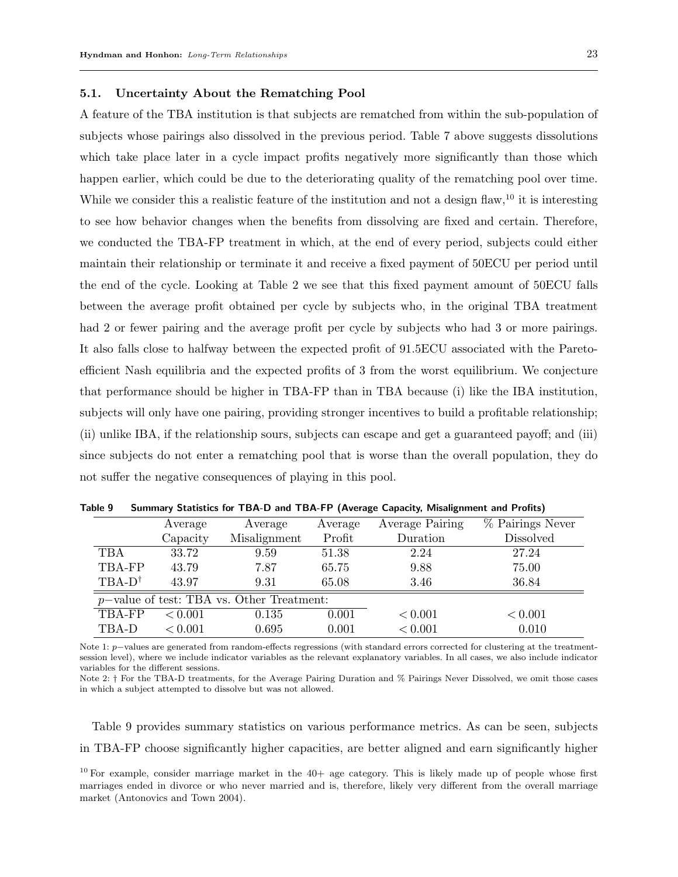### 5.1. Uncertainty About the Rematching Pool

A feature of the TBA institution is that subjects are rematched from within the sub-population of subjects whose pairings also dissolved in the previous period. Table 7 above suggests dissolutions which take place later in a cycle impact profits negatively more significantly than those which happen earlier, which could be due to the deteriorating quality of the rematching pool over time. While we consider this a realistic feature of the institution and not a design flaw,[10] it is interesting to see how behavior changes when the benefits from dissolving are fixed and certain. Therefore, we conducted the TBA-FP treatment in which, at the end of every period, subjects could either maintain their relationship or terminate it and receive a fixed payment of 50ECU per period until the end of the cycle. Looking at Table 2 we see that this fixed payment amount of 50ECU falls between the average profit obtained per cycle by subjects who, in the original TBA treatment had 2 or fewer pairing and the average profit per cycle by subjects who had 3 or more pairings. It also falls close to halfway between the expected profit of 91.5ECU associated with the Pareto-efficient Nash equilibria and the expected profits of 3 from the worst equilibrium. We conjecture that performance should be higher in TBA-FP than in TBA because (i) like the IBA institution, subjects will only have one pairing, providing stronger incentives to build a profitable relationship; (ii) unlike IBA, if the relationship sours, subjects can escape and get a guaranteed payoff; and (iii) since subjects do not enter a rematching pool that is worse than the overall population, they do not suffer the negative consequences of playing in this pool.

**Table 9** Summary Statistics for TBA-D and TBA-FP (Average Capacity, Misalignment and Profits)

| | Average Capacity | Average Misalignment | Average Profit | Average Pairing Duration | % Pairings Never Dissolved |
|---|---|---|---|---|---|
| TBA | 33.72 | 9.59 | 51.38 | 2.24 | 27.24 |
| TBA-FP | 43.79 | 7.87 | 65.75 | 9.88 | 75.00 |
| TBA-D† | 43.97 | 9.31 | 65.08 | 3.46 | 36.84 |
| $p-$value of test: TBA vs. Other Treatment: | | | | | |
| TBA-FP | $< 0.001$ | 0.135 | 0.001 | $< 0.001$ | $< 0.001$ |
| TBA-D | $< 0.001$ | 0.695 | 0.001 | $< 0.001$ | 0.010 |

Note 1: $p-$values are generated from random-effects regressions (with standard errors corrected for clustering at the treatment-session level), where we include indicator variables as the relevant explanatory variables. In all cases, we also include indicator variables for the different sessions.
Note 2: † For the TBA-D treatments, for the Average Pairing Duration and % Pairings Never Dissolved, we omit those cases in which a subject attempted to dissolve but was not allowed.

Table 9 provides summary statistics on various performance metrics. As can be seen, subjects in TBA-FP choose significantly higher capacities, are better aligned and earn significantly higher

[10] For example, consider marriage market in the 40+ age category. This is likely made up of people whose first marriages ended in divorce or who never married and is, therefore, likely very different from the overall marriage market (Antonovics and Town 2004).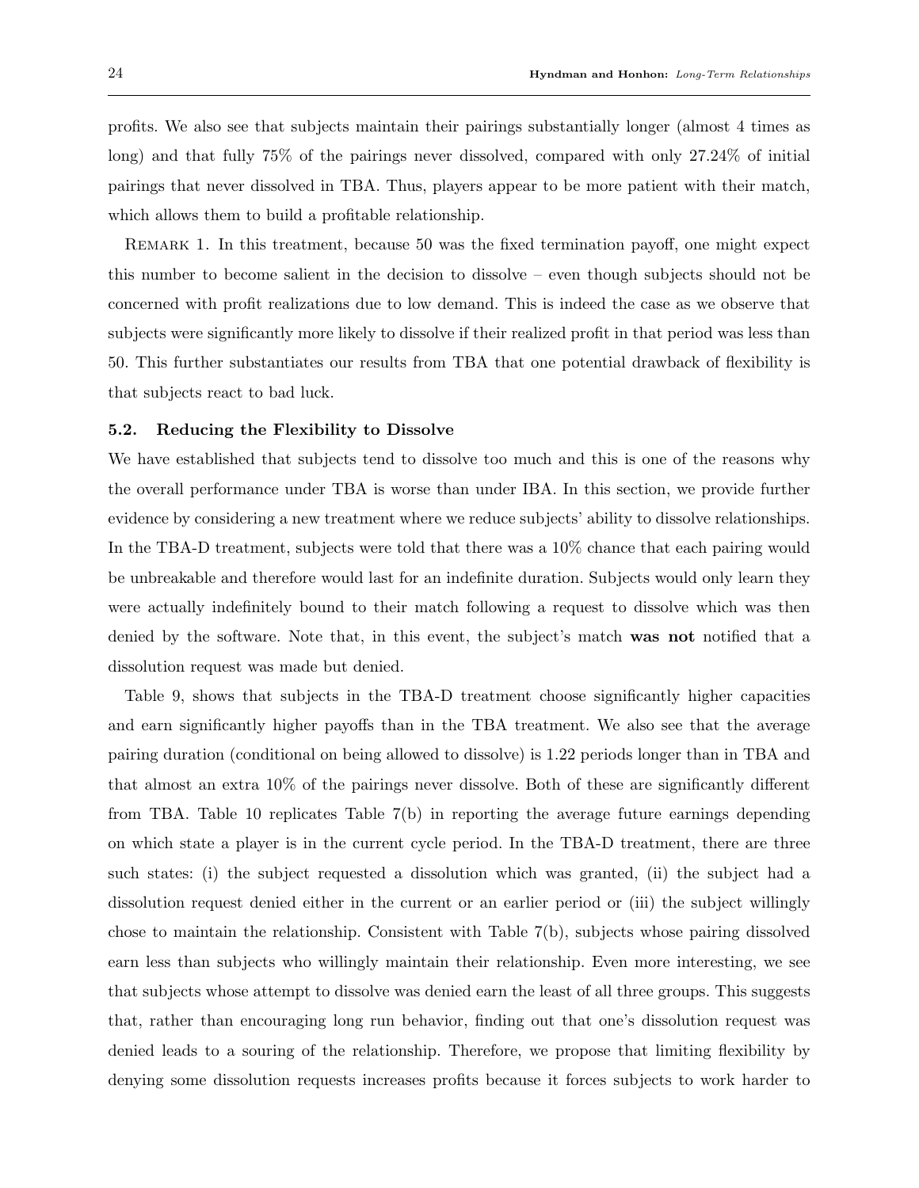profits. We also see that subjects maintain their pairings substantially longer (almost 4 times as long) and that fully 75% of the pairings never dissolved, compared with only 27.24% of initial pairings that never dissolved in TBA. Thus, players appear to be more patient with their match, which allows them to build a profitable relationship.

Remark 1. In this treatment, because 50 was the fixed termination payoff, one might expect this number to become salient in the decision to dissolve – even though subjects should not be concerned with profit realizations due to low demand. This is indeed the case as we observe that subjects were significantly more likely to dissolve if their realized profit in that period was less than 50. This further substantiates our results from TBA that one potential drawback of flexibility is that subjects react to bad luck.

### 5.2. Reducing the Flexibility to Dissolve

We have established that subjects tend to dissolve too much and this is one of the reasons why the overall performance under TBA is worse than under IBA. In this section, we provide further evidence by considering a new treatment where we reduce subjects' ability to dissolve relationships. In the TBA-D treatment, subjects were told that there was a 10% chance that each pairing would be unbreakable and therefore would last for an indefinite duration. Subjects would only learn they were actually indefinitely bound to their match following a request to dissolve which was then denied by the software. Note that, in this event, the subject's match **was not** notified that a dissolution request was made but denied.

Table 9, shows that subjects in the TBA-D treatment choose significantly higher capacities and earn significantly higher payoffs than in the TBA treatment. We also see that the average pairing duration (conditional on being allowed to dissolve) is 1.22 periods longer than in TBA and that almost an extra 10% of the pairings never dissolve. Both of these are significantly different from TBA. Table 10 replicates Table 7(b) in reporting the average future earnings depending on which state a player is in the current cycle period. In the TBA-D treatment, there are three such states: (i) the subject requested a dissolution which was granted, (ii) the subject had a dissolution request denied either in the current or an earlier period or (iii) the subject willingly chose to maintain the relationship. Consistent with Table 7(b), subjects whose pairing dissolved earn less than subjects who willingly maintain their relationship. Even more interesting, we see that subjects whose attempt to dissolve was denied earn the least of all three groups. This suggests that, rather than encouraging long run behavior, finding out that one's dissolution request was denied leads to a souring of the relationship. Therefore, we propose that limiting flexibility by denying some dissolution requests increases profits because it forces subjects to work harder to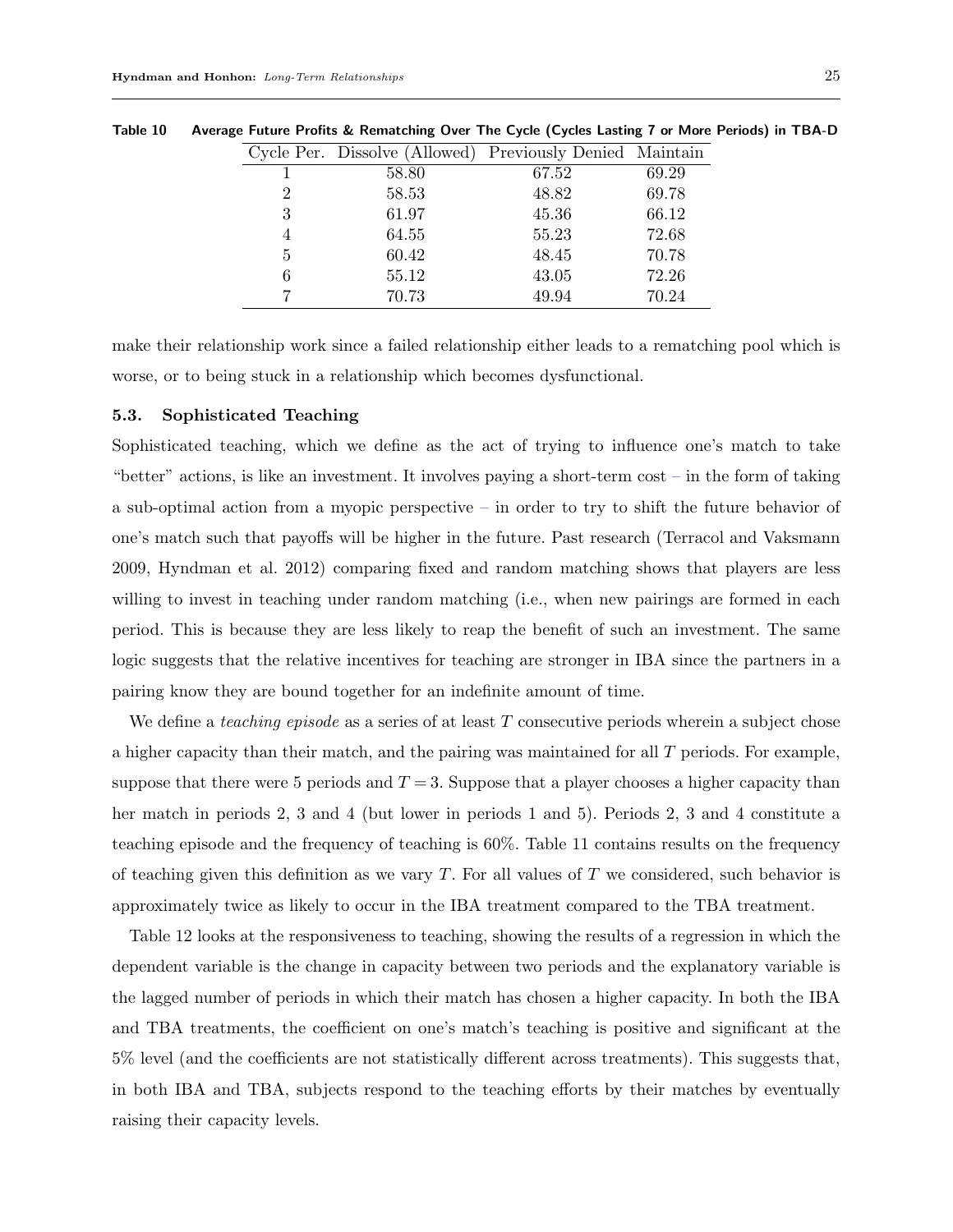**Table 10** Average Future Profits & Rematching Over The Cycle (Cycles Lasting 7 or More Periods) in TBA-D

| Cycle Per. | Dissolve (Allowed) | Previously Denied | Maintain |
|---|---|---|---|
| 1 | 58.80 | 67.52 | 69.29 |
| 2 | 58.53 | 48.82 | 69.78 |
| 3 | 61.97 | 45.36 | 66.12 |
| 4 | 64.55 | 55.23 | 72.68 |
| 5 | 60.42 | 48.45 | 70.78 |
| 6 | 55.12 | 43.05 | 72.26 |
| 7 | 70.73 | 49.94 | 70.24 |

make their relationship work since a failed relationship either leads to a rematching pool which is worse, or to being stuck in a relationship which becomes dysfunctional.

### 5.3. Sophisticated Teaching

Sophisticated teaching, which we define as the act of trying to influence one's match to take "better" actions, is like an investment. It involves paying a short-term cost – in the form of taking a sub-optimal action from a myopic perspective – in order to try to shift the future behavior of one's match such that payoffs will be higher in the future. Past research (Terracol and Vaksmann 2009, Hyndman et al. 2012) comparing fixed and random matching shows that players are less willing to invest in teaching under random matching (i.e., when new pairings are formed in each period. This is because they are less likely to reap the benefit of such an investment. The same logic suggests that the relative incentives for teaching are stronger in IBA since the partners in a pairing know they are bound together for an indefinite amount of time.

We define a *teaching episode* as a series of at least $T$ consecutive periods wherein a subject chose a higher capacity than their match, and the pairing was maintained for all $T$ periods. For example, suppose that there were 5 periods and $T = 3$. Suppose that a player chooses a higher capacity than her match in periods 2, 3 and 4 (but lower in periods 1 and 5). Periods 2, 3 and 4 constitute a teaching episode and the frequency of teaching is 60%. Table 11 contains results on the frequency of teaching given this definition as we vary $T$. For all values of $T$ we considered, such behavior is approximately twice as likely to occur in the IBA treatment compared to the TBA treatment.

Table 12 looks at the responsiveness to teaching, showing the results of a regression in which the dependent variable is the change in capacity between two periods and the explanatory variable is the lagged number of periods in which their match has chosen a higher capacity. In both the IBA and TBA treatments, the coefficient on one's match's teaching is positive and significant at the 5% level (and the coefficients are not statistically different across treatments). This suggests that, in both IBA and TBA, subjects respond to the teaching efforts by their matches by eventually raising their capacity levels.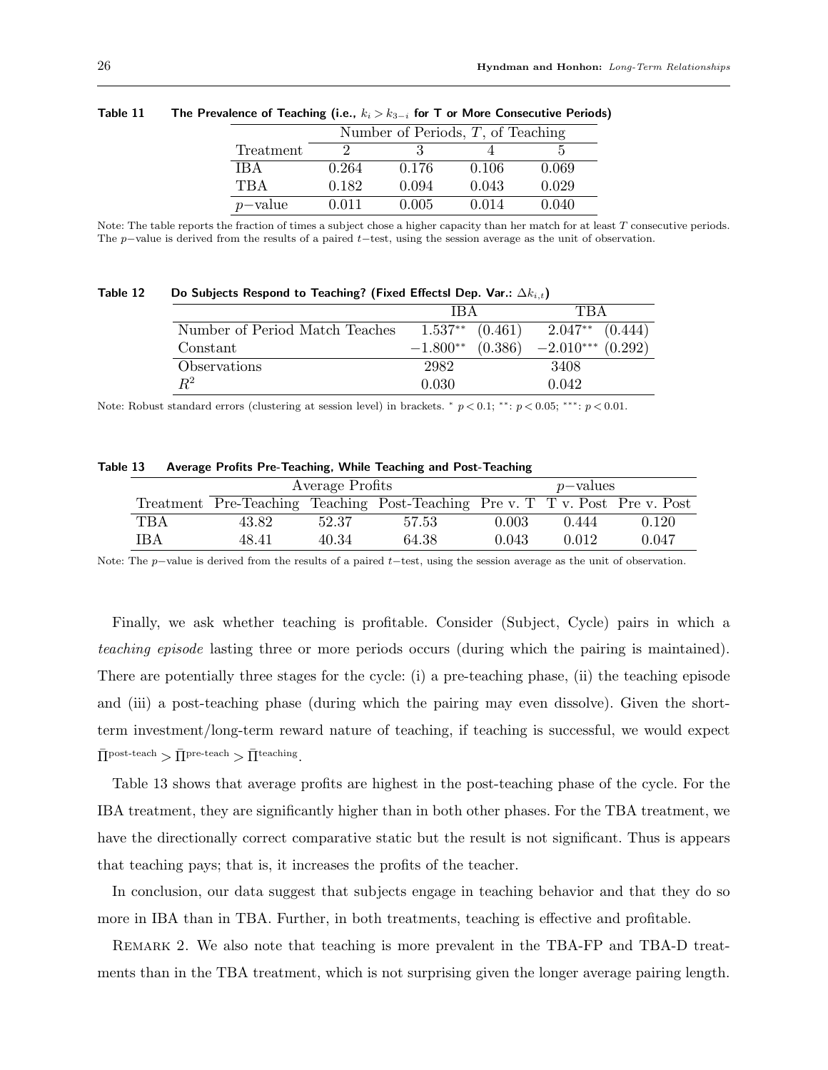**Table 11 The Prevalence of Teaching (i.e., $k_i > k_{3-i}$ for T or More Consecutive Periods)**

| Treatment | Number of Periods, $T$, of Teaching | | | |
|---|---|---|---|---|
| | 2 | 3 | 4 | 5 |
| IBA | 0.264 | 0.176 | 0.106 | 0.069 |
| TBA | 0.182 | 0.094 | 0.043 | 0.029 |
| $p-$value | 0.011 | 0.005 | 0.014 | 0.040 |

Note: The table reports the fraction of times a subject chose a higher capacity than her match for at least $T$ consecutive periods. The $p-$value is derived from the results of a paired $t-$test, using the session average as the unit of observation.

**Table 12 Do Subjects Respond to Teaching? (Fixed Effectsl Dep. Var.: $\Delta k_{i,t}$)**

| | IBA | | TBA | |
|---|---|---|---|---|
| Number of Period Match Teaches | $1.537^{**}$ | (0.461) | $2.047^{**}$ | (0.444) |
| Constant | $-1.800^{**}$ | (0.386) | $-2.010^{***}$ | (0.292) |
| Observations | 2982 | | 3408 | |
| $R^2$ | 0.030 | | 0.042 | |

Note: Robust standard errors (clustering at session level) in brackets. $^{*}$ $p < 0.1$; $^{**}$: $p < 0.05$; $^{***}$: $p < 0.01$.

**Table 13 Average Profits Pre-Teaching, While Teaching and Post-Teaching**

| | Average Profits | | | $p-$values | | |
|---|---|---|---|---|---|---|
| Treatment | Pre-Teaching | Teaching | Post-Teaching | Pre v. T | T v. Post | Pre v. Post |
| TBA | 43.82 | 52.37 | 57.53 | 0.003 | 0.444 | 0.120 |
| IBA | 48.41 | 40.34 | 64.38 | 0.043 | 0.012 | 0.047 |

Note: The $p-$value is derived from the results of a paired $t-$test, using the session average as the unit of observation.

Finally, we ask whether teaching is profitable. Consider (Subject, Cycle) pairs in which a *teaching episode* lasting three or more periods occurs (during which the pairing is maintained). There are potentially three stages for the cycle: (i) a pre-teaching phase, (ii) the teaching episode and (iii) a post-teaching phase (during which the pairing may even dissolve). Given the short-term investment/long-term reward nature of teaching, if teaching is successful, we would expect $\bar{\Pi}^{\text{post-teach}} > \bar{\Pi}^{\text{pre-teach}} > \bar{\Pi}^{\text{teaching}}$.

Table 13 shows that average profits are highest in the post-teaching phase of the cycle. For the IBA treatment, they are significantly higher than in both other phases. For the TBA treatment, we have the directionally correct comparative static but the result is not significant. Thus is appears that teaching pays; that is, it increases the profits of the teacher.

In conclusion, our data suggest that subjects engage in teaching behavior and that they do so more in IBA than in TBA. Further, in both treatments, teaching is effective and profitable.

Remark 2. We also note that teaching is more prevalent in the TBA-FP and TBA-D treatments than in the TBA treatment, which is not surprising given the longer average pairing length.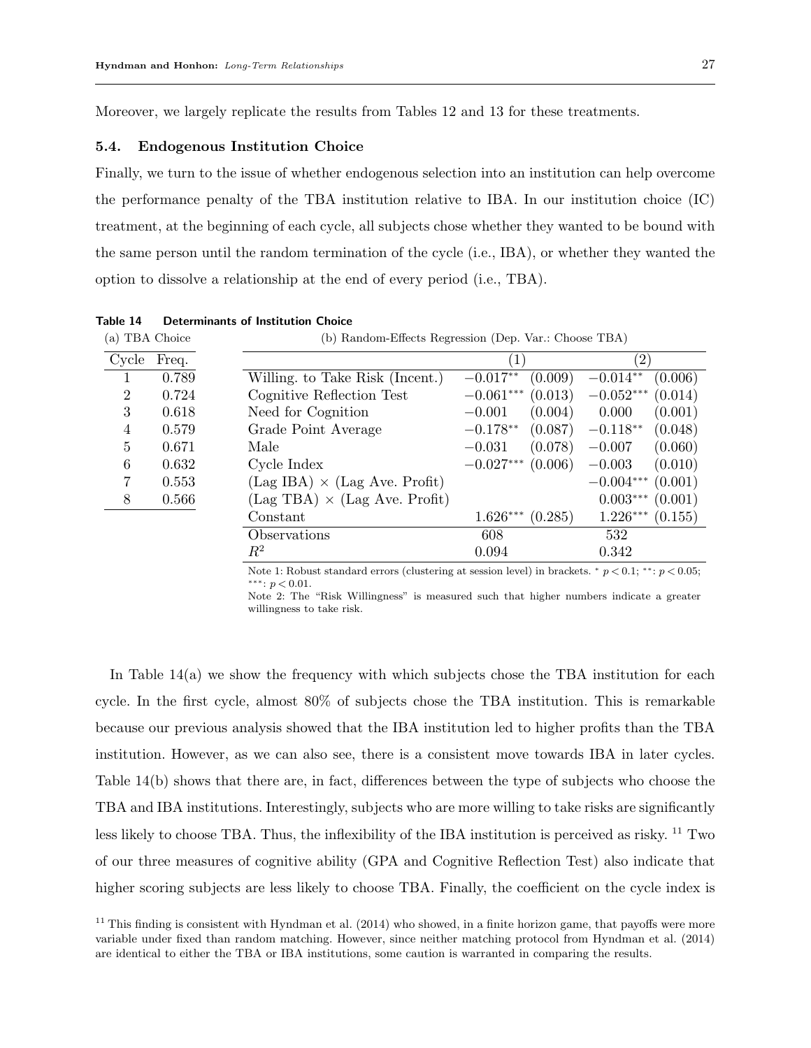Moreover, we largely replicate the results from Tables 12 and 13 for these treatments.

### 5.4. Endogenous Institution Choice

Finally, we turn to the issue of whether endogenous selection into an institution can help overcome the performance penalty of the TBA institution relative to IBA. In our institution choice (IC) treatment, at the beginning of each cycle, all subjects chose whether they wanted to be bound with the same person until the random termination of the cycle (i.e., IBA), or whether they wanted the option to dissolve a relationship at the end of every period (i.e., TBA).

**Table 14 Determinants of Institution Choice**

(a) TBA Choice

| Cycle | Freq. |
|---|---|
| 1 | 0.789 |
| 2 | 0.724 |
| 3 | 0.618 |
| 4 | 0.579 |
| 5 | 0.671 |
| 6 | 0.632 |
| 7 | 0.553 |
| 8 | 0.566 |

(b) Random-Effects Regression (Dep. Var.: Choose TBA)

| | (1) | | (2) | |
|---|---|---|---|---|
| Willing. to Take Risk (Incent.) | $-0.017^{**}$ | (0.009) | $-0.014^{**}$ | (0.006) |
| Cognitive Reflection Test | $-0.061^{***}$ | (0.013) | $-0.052^{***}$ | (0.014) |
| Need for Cognition | $-0.001$ | (0.004) | 0.000 | (0.001) |
| Grade Point Average | $-0.178^{**}$ | (0.087) | $-0.118^{**}$ | (0.048) |
| Male | $-0.031$ | (0.078) | $-0.007$ | (0.060) |
| Cycle Index | $-0.027^{***}$ | (0.006) | $-0.003$ | (0.010) |
| (Lag IBA) $\times$ (Lag Ave. Profit) | | | $-0.004^{***}$ | (0.001) |
| (Lag TBA) $\times$ (Lag Ave. Profit) | | | $0.003^{***}$ | (0.001) |
| Constant | $1.626^{***}$ | (0.285) | $1.226^{***}$ | (0.155) |
| Observations | 608 | | 532 | |
| $R^2$ | 0.094 | | 0.342 | |

Note 1: Robust standard errors (clustering at session level) in brackets. $^{*}$ $p < 0.1$; $^{**}$: $p < 0.05$; $^{***}$: $p < 0.01$.

Note 2: The "Risk Willingness" is measured such that higher numbers indicate a greater willingness to take risk.

In Table 14(a) we show the frequency with which subjects chose the TBA institution for each cycle. In the first cycle, almost 80% of subjects chose the TBA institution. This is remarkable because our previous analysis showed that the IBA institution led to higher profits than the TBA institution. However, as we can also see, there is a consistent move towards IBA in later cycles. Table 14(b) shows that there are, in fact, differences between the type of subjects who choose the TBA and IBA institutions. Interestingly, subjects who are more willing to take risks are significantly less likely to choose TBA. Thus, the inflexibility of the IBA institution is perceived as risky. [11] Two of our three measures of cognitive ability (GPA and Cognitive Reflection Test) also indicate that higher scoring subjects are less likely to choose TBA. Finally, the coefficient on the cycle index is

[11] This finding is consistent with Hyndman et al. (2014) who showed, in a finite horizon game, that payoffs were more variable under fixed than random matching. However, since neither matching protocol from Hyndman et al. (2014) are identical to either the TBA or IBA institutions, some caution is warranted in comparing the results.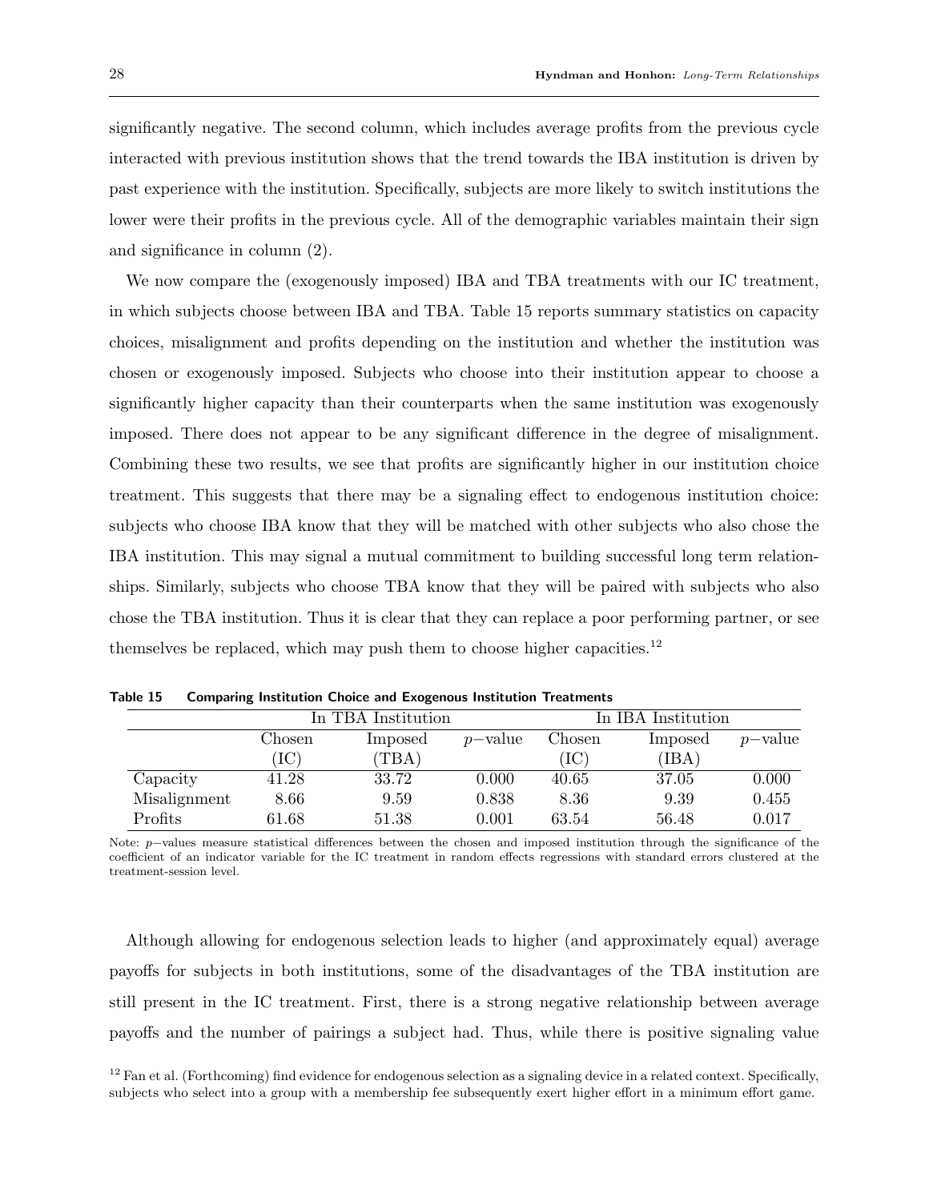significantly negative. The second column, which includes average profits from the previous cycle interacted with previous institution shows that the trend towards the IBA institution is driven by past experience with the institution. Specifically, subjects are more likely to switch institutions the lower were their profits in the previous cycle. All of the demographic variables maintain their sign and significance in column (2).

We now compare the (exogenously imposed) IBA and TBA treatments with our IC treatment, in which subjects choose between IBA and TBA. Table 15 reports summary statistics on capacity choices, misalignment and profits depending on the institution and whether the institution was chosen or exogenously imposed. Subjects who choose into their institution appear to choose a significantly higher capacity than their counterparts when the same institution was exogenously imposed. There does not appear to be any significant difference in the degree of misalignment. Combining these two results, we see that profits are significantly higher in our institution choice treatment. This suggests that there may be a signaling effect to endogenous institution choice: subjects who choose IBA know that they will be matched with other subjects who also chose the IBA institution. This may signal a mutual commitment to building successful long term relationships. Similarly, subjects who choose TBA know that they will be paired with subjects who also chose the TBA institution. Thus it is clear that they can replace a poor performing partner, or see themselves be replaced, which may push them to choose higher capacities.[12]

**Table 15 Comparing Institution Choice and Exogenous Institution Treatments**

| | In TBA Institution | | | In IBA Institution | | |
|---|---|---|---|---|---|---|
| | Chosen (IC) | Imposed (TBA) | $p-$value | Chosen (IC) | Imposed (IBA) | $p-$value |
| Capacity | 41.28 | 33.72 | 0.000 | 40.65 | 37.05 | 0.000 |
| Misalignment | 8.66 | 9.59 | 0.838 | 8.36 | 9.39 | 0.455 |
| Profits | 61.68 | 51.38 | 0.001 | 63.54 | 56.48 | 0.017 |

Note: $p-$values measure statistical differences between the chosen and imposed institution through the significance of the coefficient of an indicator variable for the IC treatment in random effects regressions with standard errors clustered at the treatment-session level.

Although allowing for endogenous selection leads to higher (and approximately equal) average payoffs for subjects in both institutions, some of the disadvantages of the TBA institution are still present in the IC treatment. First, there is a strong negative relationship between average payoffs and the number of pairings a subject had. Thus, while there is positive signaling value

[12] Fan et al. (Forthcoming) find evidence for endogenous selection as a signaling device in a related context. Specifically, subjects who select into a group with a membership fee subsequently exert higher effort in a minimum effort game.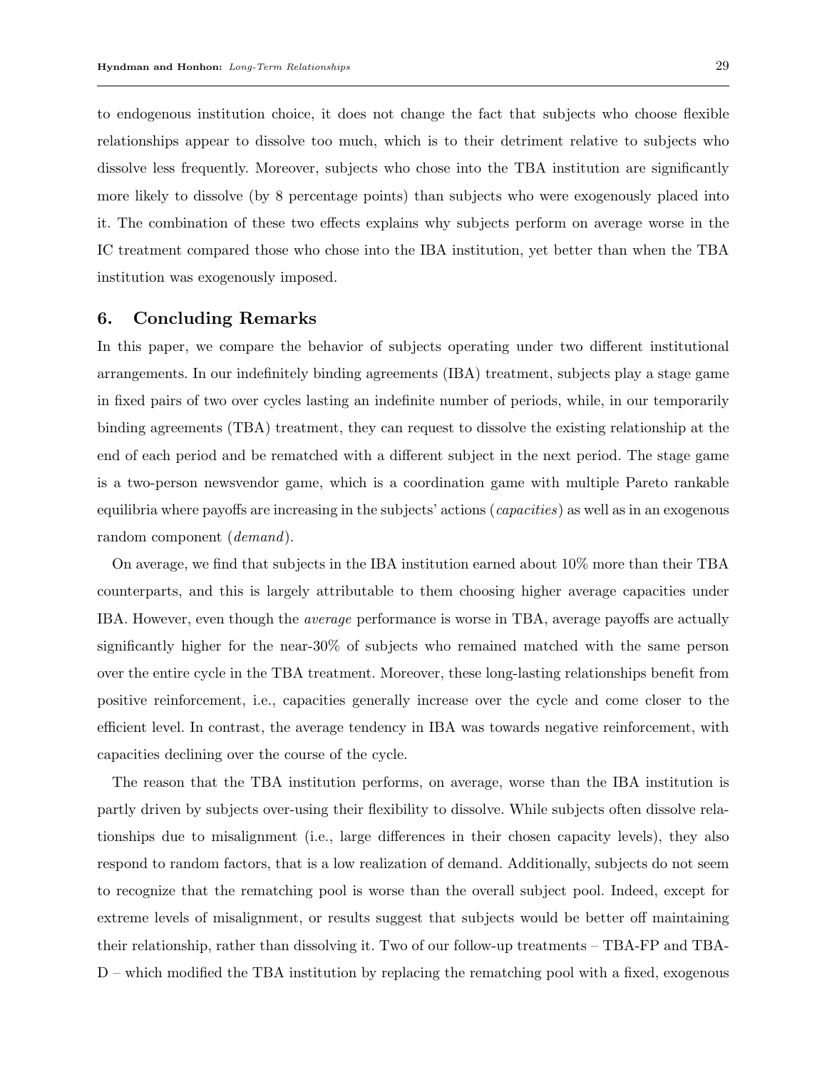to endogenous institution choice, it does not change the fact that subjects who choose flexible relationships appear to dissolve too much, which is to their detriment relative to subjects who dissolve less frequently. Moreover, subjects who chose into the TBA institution are significantly more likely to dissolve (by 8 percentage points) than subjects who were exogenously placed into it. The combination of these two effects explains why subjects perform on average worse in the IC treatment compared those who chose into the IBA institution, yet better than when the TBA institution was exogenously imposed.

## 6. Concluding Remarks

In this paper, we compare the behavior of subjects operating under two different institutional arrangements. In our indefinitely binding agreements (IBA) treatment, subjects play a stage game in fixed pairs of two over cycles lasting an indefinite number of periods, while, in our temporarily binding agreements (TBA) treatment, they can request to dissolve the existing relationship at the end of each period and be rematched with a different subject in the next period. The stage game is a two-person newsvendor game, which is a coordination game with multiple Pareto rankable equilibria where payoffs are increasing in the subjects' actions (*capacities*) as well as in an exogenous random component (*demand*).

On average, we find that subjects in the IBA institution earned about 10% more than their TBA counterparts, and this is largely attributable to them choosing higher average capacities under IBA. However, even though the *average* performance is worse in TBA, average payoffs are actually significantly higher for the near-30% of subjects who remained matched with the same person over the entire cycle in the TBA treatment. Moreover, these long-lasting relationships benefit from positive reinforcement, i.e., capacities generally increase over the cycle and come closer to the efficient level. In contrast, the average tendency in IBA was towards negative reinforcement, with capacities declining over the course of the cycle.

The reason that the TBA institution performs, on average, worse than the IBA institution is partly driven by subjects over-using their flexibility to dissolve. While subjects often dissolve relationships due to misalignment (i.e., large differences in their chosen capacity levels), they also respond to random factors, that is a low realization of demand. Additionally, subjects do not seem to recognize that the rematching pool is worse than the overall subject pool. Indeed, except for extreme levels of misalignment, or results suggest that subjects would be better off maintaining their relationship, rather than dissolving it. Two of our follow-up treatments – TBA-FP and TBA-D – which modified the TBA institution by replacing the rematching pool with a fixed, exogenous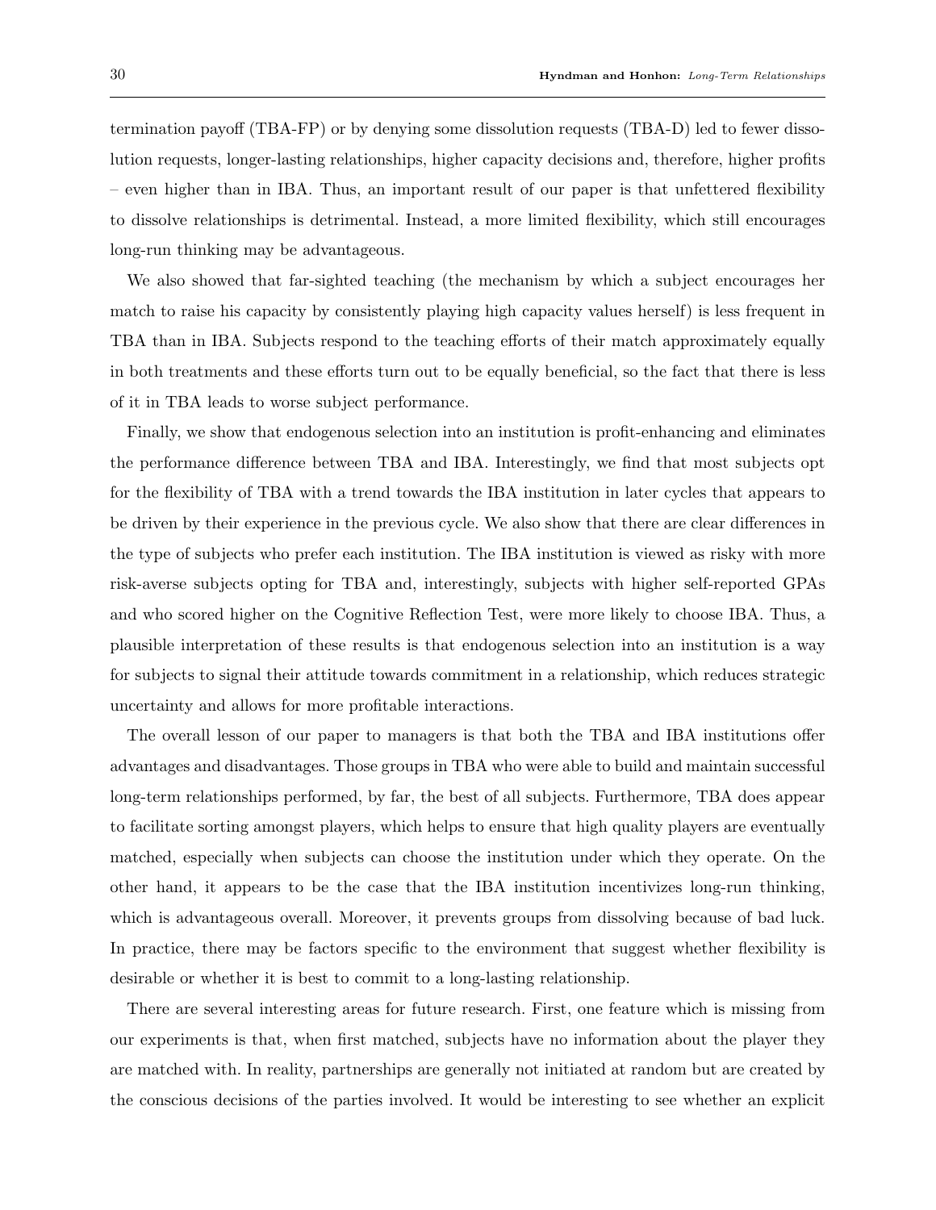termination payoff (TBA-FP) or by denying some dissolution requests (TBA-D) led to fewer dissolution requests, longer-lasting relationships, higher capacity decisions and, therefore, higher profits – even higher than in IBA. Thus, an important result of our paper is that unfettered flexibility to dissolve relationships is detrimental. Instead, a more limited flexibility, which still encourages long-run thinking may be advantageous.

We also showed that far-sighted teaching (the mechanism by which a subject encourages her match to raise his capacity by consistently playing high capacity values herself) is less frequent in TBA than in IBA. Subjects respond to the teaching efforts of their match approximately equally in both treatments and these efforts turn out to be equally beneficial, so the fact that there is less of it in TBA leads to worse subject performance.

Finally, we show that endogenous selection into an institution is profit-enhancing and eliminates the performance difference between TBA and IBA. Interestingly, we find that most subjects opt for the flexibility of TBA with a trend towards the IBA institution in later cycles that appears to be driven by their experience in the previous cycle. We also show that there are clear differences in the type of subjects who prefer each institution. The IBA institution is viewed as risky with more risk-averse subjects opting for TBA and, interestingly, subjects with higher self-reported GPAs and who scored higher on the Cognitive Reflection Test, were more likely to choose IBA. Thus, a plausible interpretation of these results is that endogenous selection into an institution is a way for subjects to signal their attitude towards commitment in a relationship, which reduces strategic uncertainty and allows for more profitable interactions.

The overall lesson of our paper to managers is that both the TBA and IBA institutions offer advantages and disadvantages. Those groups in TBA who were able to build and maintain successful long-term relationships performed, by far, the best of all subjects. Furthermore, TBA does appear to facilitate sorting amongst players, which helps to ensure that high quality players are eventually matched, especially when subjects can choose the institution under which they operate. On the other hand, it appears to be the case that the IBA institution incentivizes long-run thinking, which is advantageous overall. Moreover, it prevents groups from dissolving because of bad luck. In practice, there may be factors specific to the environment that suggest whether flexibility is desirable or whether it is best to commit to a long-lasting relationship.

There are several interesting areas for future research. First, one feature which is missing from our experiments is that, when first matched, subjects have no information about the player they are matched with. In reality, partnerships are generally not initiated at random but are created by the conscious decisions of the parties involved. It would be interesting to see whether an explicit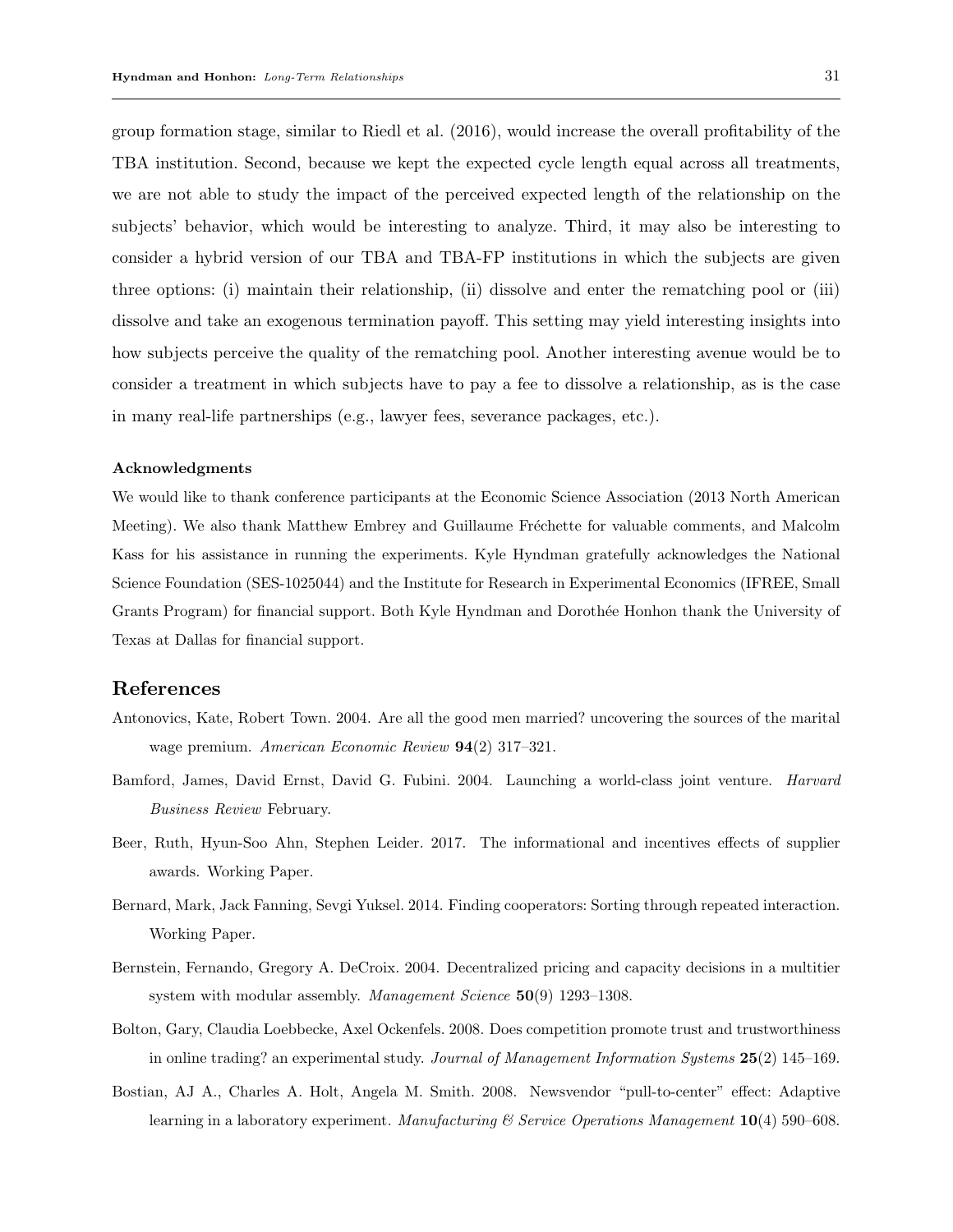group formation stage, similar to Riedl et al. (2016), would increase the overall profitability of the TBA institution. Second, because we kept the expected cycle length equal across all treatments, we are not able to study the impact of the perceived expected length of the relationship on the subjects' behavior, which would be interesting to analyze. Third, it may also be interesting to consider a hybrid version of our TBA and TBA-FP institutions in which the subjects are given three options: (i) maintain their relationship, (ii) dissolve and enter the rematching pool or (iii) dissolve and take an exogenous termination payoff. This setting may yield interesting insights into how subjects perceive the quality of the rematching pool. Another interesting avenue would be to consider a treatment in which subjects have to pay a fee to dissolve a relationship, as is the case in many real-life partnerships (e.g., lawyer fees, severance packages, etc.).

#### Acknowledgments

We would like to thank conference participants at the Economic Science Association (2013 North American Meeting). We also thank Matthew Embrey and Guillaume Fréchette for valuable comments, and Malcolm Kass for his assistance in running the experiments. Kyle Hyndman gratefully acknowledges the National Science Foundation (SES-1025044) and the Institute for Research in Experimental Economics (IFREE, Small Grants Program) for financial support. Both Kyle Hyndman and Dorothée Honhon thank the University of Texas at Dallas for financial support.

## References

Antonovics, Kate, Robert Town. 2004. Are all the good men married? uncovering the sources of the marital wage premium. *American Economic Review* **94**(2) 317–321.

Bamford, James, David Ernst, David G. Fubini. 2004. Launching a world-class joint venture. *Harvard Business Review* February.

Beer, Ruth, Hyun-Soo Ahn, Stephen Leider. 2017. The informational and incentives effects of supplier awards. Working Paper.

Bernard, Mark, Jack Fanning, Sevgi Yuksel. 2014. Finding cooperators: Sorting through repeated interaction. Working Paper.

Bernstein, Fernando, Gregory A. DeCroix. 2004. Decentralized pricing and capacity decisions in a multitier system with modular assembly. *Management Science* **50**(9) 1293–1308.

Bolton, Gary, Claudia Loebbecke, Axel Ockenfels. 2008. Does competition promote trust and trustworthiness in online trading? an experimental study. *Journal of Management Information Systems* **25**(2) 145–169.

Bostian, AJ A., Charles A. Holt, Angela M. Smith. 2008. Newsvendor "pull-to-center" effect: Adaptive learning in a laboratory experiment. *Manufacturing & Service Operations Management* **10**(4) 590–608.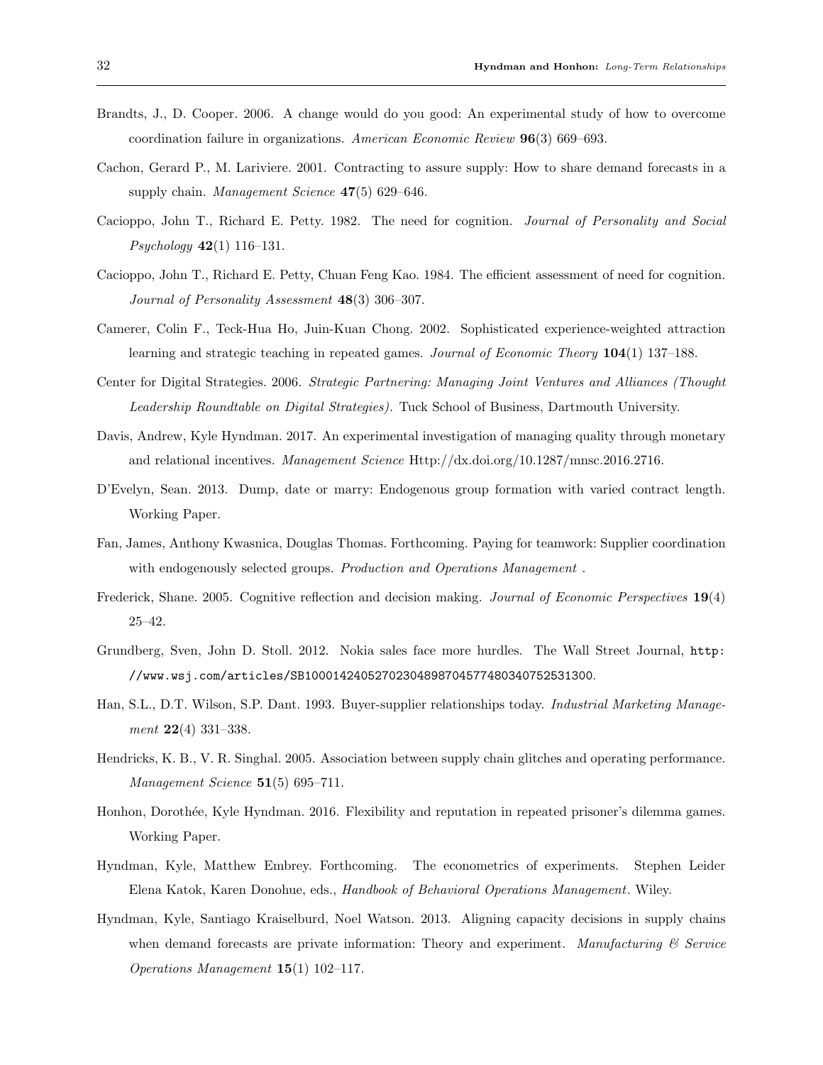Brandts, J., D. Cooper. 2006. A change would do you good: An experimental study of how to overcome coordination failure in organizations. *American Economic Review* **96**(3) 669–693.

Cachon, Gerard P., M. Lariviere. 2001. Contracting to assure supply: How to share demand forecasts in a supply chain. *Management Science* **47**(5) 629–646.

Cacioppo, John T., Richard E. Petty. 1982. The need for cognition. *Journal of Personality and Social Psychology* **42**(1) 116–131.

Cacioppo, John T., Richard E. Petty, Chuan Feng Kao. 1984. The efficient assessment of need for cognition. *Journal of Personality Assessment* **48**(3) 306–307.

Camerer, Colin F., Teck-Hua Ho, Juin-Kuan Chong. 2002. Sophisticated experience-weighted attraction learning and strategic teaching in repeated games. *Journal of Economic Theory* **104**(1) 137–188.

Center for Digital Strategies. 2006. *Strategic Partnering: Managing Joint Ventures and Alliances (Thought Leadership Roundtable on Digital Strategies)*. Tuck School of Business, Dartmouth University.

Davis, Andrew, Kyle Hyndman. 2017. An experimental investigation of managing quality through monetary and relational incentives. *Management Science* Http://dx.doi.org/10.1287/mnsc.2016.2716.

D'Evelyn, Sean. 2013. Dump, date or marry: Endogenous group formation with varied contract length. Working Paper.

Fan, James, Anthony Kwasnica, Douglas Thomas. Forthcoming. Paying for teamwork: Supplier coordination with endogenously selected groups. *Production and Operations Management* .

Frederick, Shane. 2005. Cognitive reflection and decision making. *Journal of Economic Perspectives* **19**(4) 25–42.

Grundberg, Sven, John D. Stoll. 2012. Nokia sales face more hurdles. The Wall Street Journal, `http://www.wsj.com/articles/SB10001424052702304898704577480340752531300`.

Han, S.L., D.T. Wilson, S.P. Dant. 1993. Buyer-supplier relationships today. *Industrial Marketing Management* **22**(4) 331–338.

Hendricks, K. B., V. R. Singhal. 2005. Association between supply chain glitches and operating performance. *Management Science* **51**(5) 695–711.

Honhon, Dorothée, Kyle Hyndman. 2016. Flexibility and reputation in repeated prisoner's dilemma games. Working Paper.

Hyndman, Kyle, Matthew Embrey. Forthcoming. The econometrics of experiments. Stephen Leider Elena Katok, Karen Donohue, eds., *Handbook of Behavioral Operations Management*. Wiley.

Hyndman, Kyle, Santiago Kraiselburd, Noel Watson. 2013. Aligning capacity decisions in supply chains when demand forecasts are private information: Theory and experiment. *Manufacturing & Service Operations Management* **15**(1) 102–117.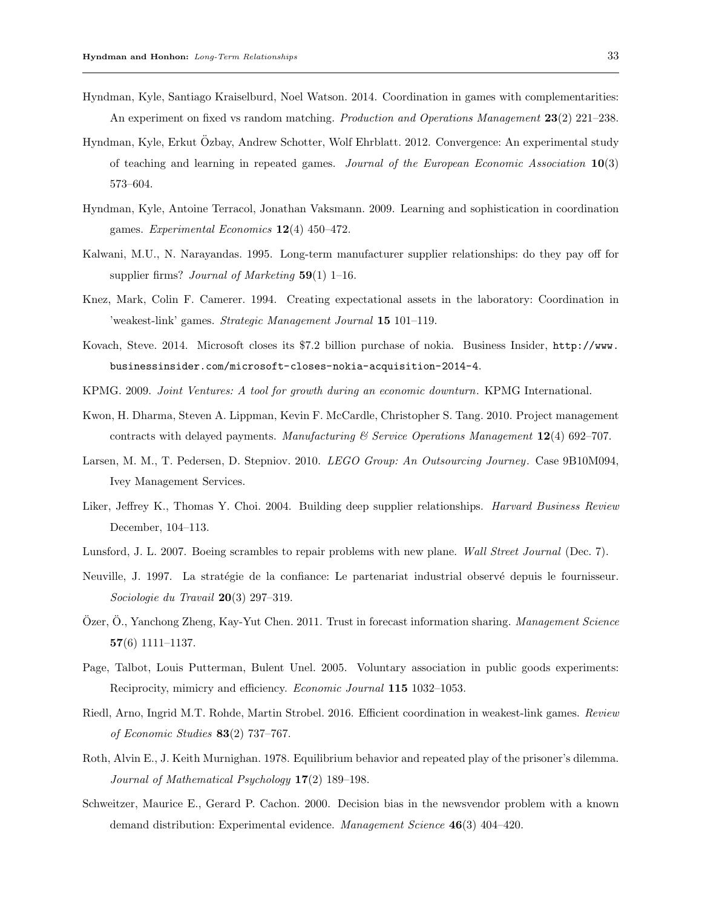Hyndman, Kyle, Santiago Kraiselburd, Noel Watson. 2014. Coordination in games with complementarities: An experiment on fixed vs random matching. *Production and Operations Management* **23**(2) 221–238.

Hyndman, Kyle, Erkut Özbay, Andrew Schotter, Wolf Ehrblatt. 2012. Convergence: An experimental study of teaching and learning in repeated games. *Journal of the European Economic Association* **10**(3) 573–604.

Hyndman, Kyle, Antoine Terracol, Jonathan Vaksmann. 2009. Learning and sophistication in coordination games. *Experimental Economics* **12**(4) 450–472.

Kalwani, M.U., N. Narayandas. 1995. Long-term manufacturer supplier relationships: do they pay off for supplier firms? *Journal of Marketing* **59**(1) 1–16.

Knez, Mark, Colin F. Camerer. 1994. Creating expectational assets in the laboratory: Coordination in 'weakest-link' games. *Strategic Management Journal* **15** 101–119.

Kovach, Steve. 2014. Microsoft closes its $7.2 billion purchase of nokia. Business Insider, `http://www.businessinsider.com/microsoft-closes-nokia-acquisition-2014-4`.

KPMG. 2009. *Joint Ventures: A tool for growth during an economic downturn*. KPMG International.

Kwon, H. Dharma, Steven A. Lippman, Kevin F. McCardle, Christopher S. Tang. 2010. Project management contracts with delayed payments. *Manufacturing & Service Operations Management* **12**(4) 692–707.

Larsen, M. M., T. Pedersen, D. Stepniov. 2010. *LEGO Group: An Outsourcing Journey*. Case 9B10M094, Ivey Management Services.

Liker, Jeffrey K., Thomas Y. Choi. 2004. Building deep supplier relationships. *Harvard Business Review* December, 104–113.

Lunsford, J. L. 2007. Boeing scrambles to repair problems with new plane. *Wall Street Journal* (Dec. 7).

Neuville, J. 1997. La stratégie de la confiance: Le partenariat industrial observé depuis le fournisseur. *Sociologie du Travail* **20**(3) 297–319.

Özer, Ö., Yanchong Zheng, Kay-Yut Chen. 2011. Trust in forecast information sharing. *Management Science* **57**(6) 1111–1137.

Page, Talbot, Louis Putterman, Bulent Unel. 2005. Voluntary association in public goods experiments: Reciprocity, mimicry and efficiency. *Economic Journal* **115** 1032–1053.

Riedl, Arno, Ingrid M.T. Rohde, Martin Strobel. 2016. Efficient coordination in weakest-link games. *Review of Economic Studies* **83**(2) 737–767.

Roth, Alvin E., J. Keith Murnighan. 1978. Equilibrium behavior and repeated play of the prisoner's dilemma. *Journal of Mathematical Psychology* **17**(2) 189–198.

Schweitzer, Maurice E., Gerard P. Cachon. 2000. Decision bias in the newsvendor problem with a known demand distribution: Experimental evidence. *Management Science* **46**(3) 404–420.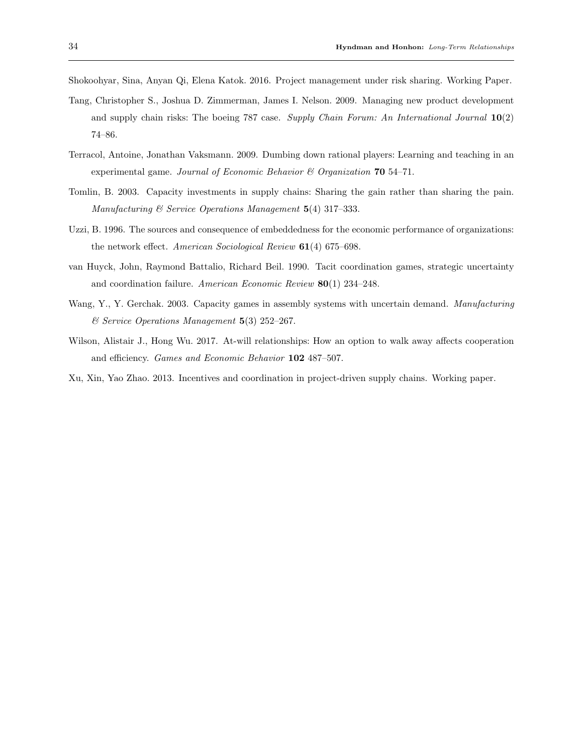Shokoohyar, Sina, Anyan Qi, Elena Katok. 2016. Project management under risk sharing. Working Paper.

Tang, Christopher S., Joshua D. Zimmerman, James I. Nelson. 2009. Managing new product development and supply chain risks: The boeing 787 case. *Supply Chain Forum: An International Journal* **10**(2) 74–86.

Terracol, Antoine, Jonathan Vaksmann. 2009. Dumbing down rational players: Learning and teaching in an experimental game. *Journal of Economic Behavior & Organization* **70** 54–71.

Tomlin, B. 2003. Capacity investments in supply chains: Sharing the gain rather than sharing the pain. *Manufacturing & Service Operations Management* **5**(4) 317–333.

Uzzi, B. 1996. The sources and consequence of embeddedness for the economic performance of organizations: the network effect. *American Sociological Review* **61**(4) 675–698.

van Huyck, John, Raymond Battalio, Richard Beil. 1990. Tacit coordination games, strategic uncertainty and coordination failure. *American Economic Review* **80**(1) 234–248.

Wang, Y., Y. Gerchak. 2003. Capacity games in assembly systems with uncertain demand. *Manufacturing & Service Operations Management* **5**(3) 252–267.

Wilson, Alistair J., Hong Wu. 2017. At-will relationships: How an option to walk away affects cooperation and efficiency. *Games and Economic Behavior* **102** 487–507.

Xu, Xin, Yao Zhao. 2013. Incentives and coordination in project-driven supply chains. Working paper.